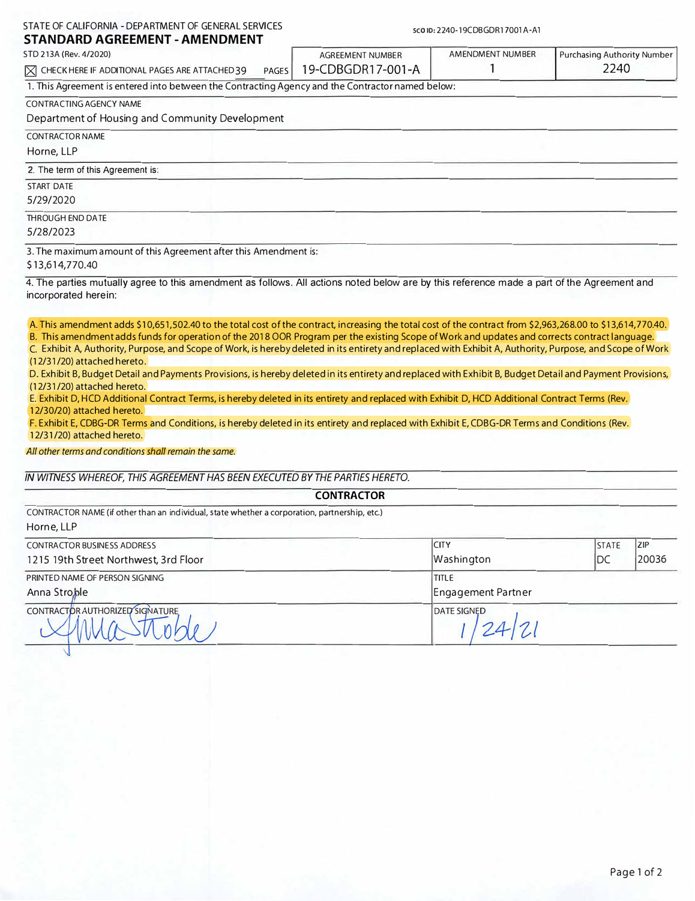STATE OF CALIFORNIA - DEPARTMENT OF GENERAL SERVICES

**SCO ID:** 2240-19CDBGDR17001A-A1

# STANDARD AGREEMENT - AMENDMENT

STD 213A (Rev. 4/2020)

☒ CHECK HERE IF ADDITIONAL PAGES ARE ATTACHED 39 PAGES

| AGREEMENT NUMBER | AMENDMENT NUMBER | Purchasing Authority Number |
|---|---|---|
| 19-CDBGDR17-001-A | 1 | 2240 |

1. This Agreement is entered into between the Contracting Agency and the Contractor named below:

CONTRACTING AGENCY NAME
Department of Housing and Community Development

CONTRACTOR NAME
Horne, LLP

2. The term of this Agreement is:

START DATE
5/29/2020

THROUGH END DATE
5/28/2023

3. The maximum amount of this Agreement after this Amendment is:
$13,614,770.40

4. The parties mutually agree to this amendment as follows. All actions noted below are by this reference made a part of the Agreement and incorporated herein:

A. This amendment adds $10,651,502.40 to the total cost of the contract, increasing the total cost of the contract from $2,963,268.00 to $13,614,770.40.
B. This amendment adds funds for operation of the 2018 OOR Program per the existing Scope of Work and updates and corrects contract language.
C. Exhibit A, Authority, Purpose, and Scope of Work, is hereby deleted in its entirety and replaced with Exhibit A, Authority, Purpose, and Scope of Work (12/31/20) attached hereto.
D. Exhibit B, Budget Detail and Payments Provisions, is hereby deleted in its entirety and replaced with Exhibit B, Budget Detail and Payment Provisions, (12/31/20) attached hereto.
E. Exhibit D, HCD Additional Contract Terms, is hereby deleted in its entirety and replaced with Exhibit D, HCD Additional Contract Terms (Rev. 12/30/20) attached hereto.
F. Exhibit E, CDBG-DR Terms and Conditions, is hereby deleted in its entirety and replaced with Exhibit E, CDBG-DR Terms and Conditions (Rev. 12/31/20) attached hereto.

*All other terms and conditions shall remain the same.*

*IN WITNESS WHEREOF, THIS AGREEMENT HAS BEEN EXECUTED BY THE PARTIES HERETO.*

**CONTRACTOR**

CONTRACTOR NAME (if other than an individual, state whether a corporation, partnership, etc.)
Horne, LLP

| CONTRACTOR BUSINESS ADDRESS | CITY | STATE | ZIP |
|---|---|---|---|
| 1215 19th Street Northwest, 3rd Floor | Washington | DC | 20036 |

| PRINTED NAME OF PERSON SIGNING | TITLE |
|---|---|
| Anna Stroble | Engagement Partner |

| CONTRACTOR AUTHORIZED SIGNATURE | DATE SIGNED |
|---|---|
| Anna Stroble | 1/24/21 |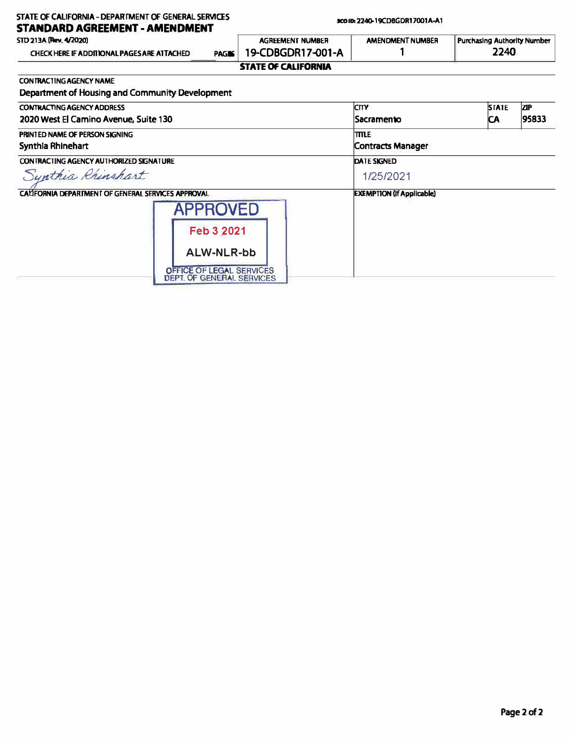STATE OF CALIFORNIA - DEPARTMENT OF GENERAL SERVICES

**STANDARD AGREEMENT - AMENDMENT**

STD 213A (Rev. 4/2020)

SCO ID: 2240-19CDBGDR17001A-A1

| CHECK HERE IF ADDITIONAL PAGES ARE ATTACHED | PAGES | AGREEMENT NUMBER | AMENDMENT NUMBER | Purchasing Authority Number |
|---|---|---|---|---|
| | | 19-CDBGDR17-001-A | 1 | 2240 |

**STATE OF CALIFORNIA**

| CONTRACTING AGENCY NAME | | | |
|---|---|---|---|
| Department of Housing and Community Development | | | |
| **CONTRACTING AGENCY ADDRESS** | **CITY** | **STATE** | **ZIP** |
| 2020 West El Camino Avenue, Suite 130 | Sacramento | CA | 95833 |
| **PRINTED NAME OF PERSON SIGNING** | **TITLE** | | |
| Synthia Rhinehart | Contracts Manager | | |
| **CONTRACTING AGENCY AUTHORIZED SIGNATURE** | **DATE SIGNED** | | |
| *Synthia Rhinehart* | 1/25/2021 | | |
| **CALIFORNIA DEPARTMENT OF GENERAL SERVICES APPROVAL** | **EXEMPTION (If Applicable)** | | |
| APPROVED Feb 3 2021 ALW-NLR-bb OFFICE OF LEGAL SERVICES DEPT. OF GENERAL SERVICES | | | |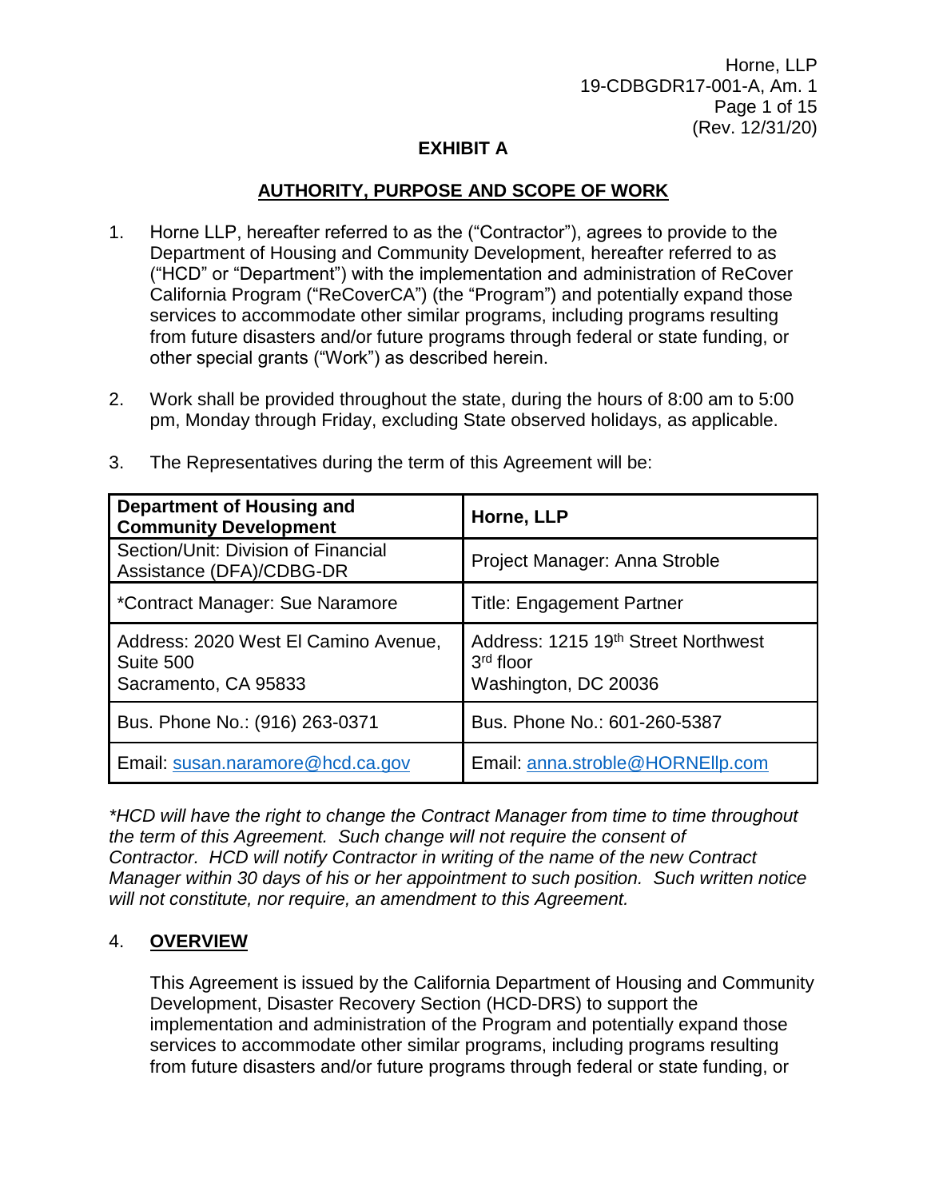# EXHIBIT A

## AUTHORITY, PURPOSE AND SCOPE OF WORK

1. Horne LLP, hereafter referred to as the ("Contractor"), agrees to provide to the Department of Housing and Community Development, hereafter referred to as ("HCD" or "Department") with the implementation and administration of ReCover California Program ("ReCoverCA") (the "Program") and potentially expand those services to accommodate other similar programs, including programs resulting from future disasters and/or future programs through federal or state funding, or other special grants ("Work") as described herein.

2. Work shall be provided throughout the state, during the hours of 8:00 am to 5:00 pm, Monday through Friday, excluding State observed holidays, as applicable.

3. The Representatives during the term of this Agreement will be:

| Department of Housing and Community Development | Horne, LLP |
|---|---|
| Section/Unit: Division of Financial Assistance (DFA)/CDBG-DR | Project Manager: Anna Stroble |
| *Contract Manager: Sue Naramore | Title: Engagement Partner |
| Address: 2020 West El Camino Avenue, Suite 500<br>Sacramento, CA 95833 | Address: 1215 19th Street Northwest 3rd floor<br>Washington, DC 20036 |
| Bus. Phone No.: (916) 263-0371 | Bus. Phone No.: 601-260-5387 |
| Email: susan.naramore@hcd.ca.gov | Email: anna.stroble@HORNEllp.com |

*\*HCD will have the right to change the Contract Manager from time to time throughout the term of this Agreement. Such change will not require the consent of Contractor. HCD will notify Contractor in writing of the name of the new Contract Manager within 30 days of his or her appointment to such position. Such written notice will not constitute, nor require, an amendment to this Agreement.*

4. **OVERVIEW**

   This Agreement is issued by the California Department of Housing and Community Development, Disaster Recovery Section (HCD-DRS) to support the implementation and administration of the Program and potentially expand those services to accommodate other similar programs, including programs resulting from future disasters and/or future programs through federal or state funding, or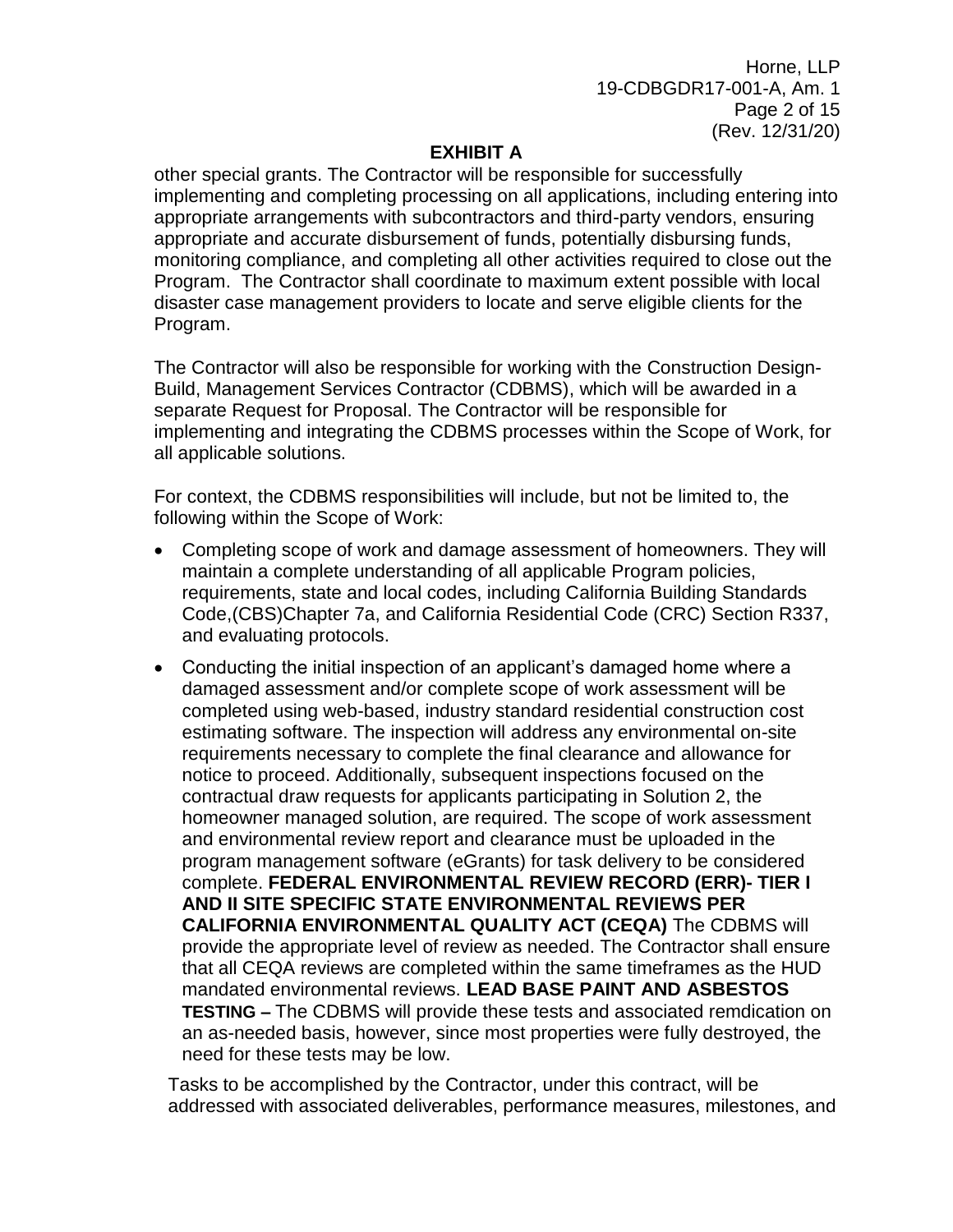other special grants. The Contractor will be responsible for successfully implementing and completing processing on all applications, including entering into appropriate arrangements with subcontractors and third-party vendors, ensuring appropriate and accurate disbursement of funds, potentially disbursing funds, monitoring compliance, and completing all other activities required to close out the Program. The Contractor shall coordinate to maximum extent possible with local disaster case management providers to locate and serve eligible clients for the Program.

The Contractor will also be responsible for working with the Construction Design-Build, Management Services Contractor (CDBMS), which will be awarded in a separate Request for Proposal. The Contractor will be responsible for implementing and integrating the CDBMS processes within the Scope of Work, for all applicable solutions.

For context, the CDBMS responsibilities will include, but not be limited to, the following within the Scope of Work:

- Completing scope of work and damage assessment of homeowners. They will maintain a complete understanding of all applicable Program policies, requirements, state and local codes, including California Building Standards Code,(CBS)Chapter 7a, and California Residential Code (CRC) Section R337, and evaluating protocols.
- Conducting the initial inspection of an applicant's damaged home where a damaged assessment and/or complete scope of work assessment will be completed using web-based, industry standard residential construction cost estimating software. The inspection will address any environmental on-site requirements necessary to complete the final clearance and allowance for notice to proceed. Additionally, subsequent inspections focused on the contractual draw requests for applicants participating in Solution 2, the homeowner managed solution, are required. The scope of work assessment and environmental review report and clearance must be uploaded in the program management software (eGrants) for task delivery to be considered complete. **FEDERAL ENVIRONMENTAL REVIEW RECORD (ERR)- TIER I AND II SITE SPECIFIC STATE ENVIRONMENTAL REVIEWS PER CALIFORNIA ENVIRONMENTAL QUALITY ACT (CEQA)** The CDBMS will provide the appropriate level of review as needed. The Contractor shall ensure that all CEQA reviews are completed within the same timeframes as the HUD mandated environmental reviews. **LEAD BASE PAINT AND ASBESTOS TESTING –** The CDBMS will provide these tests and associated remdication on an as-needed basis, however, since most properties were fully destroyed, the need for these tests may be low.

Tasks to be accomplished by the Contractor, under this contract, will be addressed with associated deliverables, performance measures, milestones, and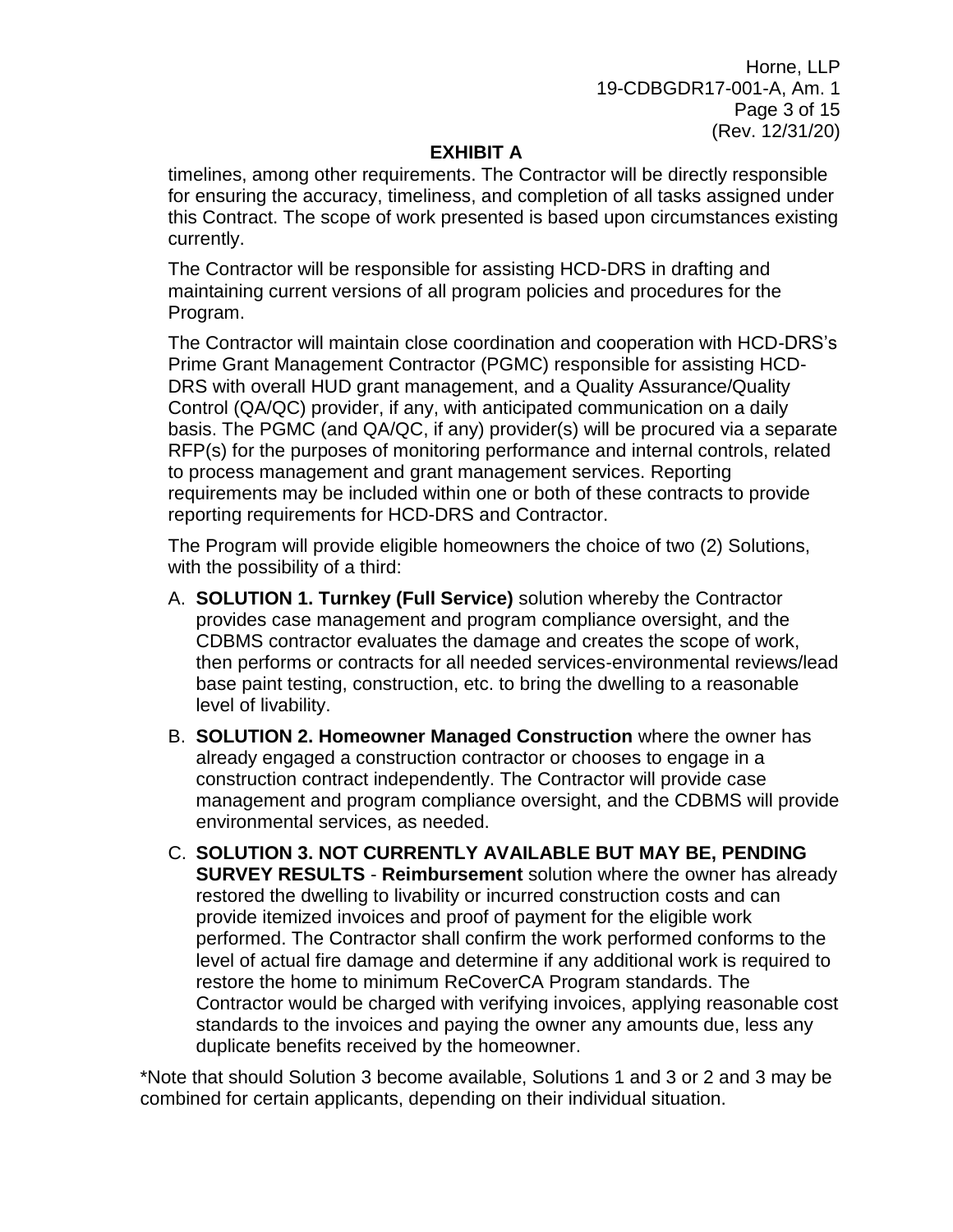## EXHIBIT A

timelines, among other requirements. The Contractor will be directly responsible for ensuring the accuracy, timeliness, and completion of all tasks assigned under this Contract. The scope of work presented is based upon circumstances existing currently.

The Contractor will be responsible for assisting HCD-DRS in drafting and maintaining current versions of all program policies and procedures for the Program.

The Contractor will maintain close coordination and cooperation with HCD-DRS's Prime Grant Management Contractor (PGMC) responsible for assisting HCD-DRS with overall HUD grant management, and a Quality Assurance/Quality Control (QA/QC) provider, if any, with anticipated communication on a daily basis. The PGMC (and QA/QC, if any) provider(s) will be procured via a separate RFP(s) for the purposes of monitoring performance and internal controls, related to process management and grant management services. Reporting requirements may be included within one or both of these contracts to provide reporting requirements for HCD-DRS and Contractor.

The Program will provide eligible homeowners the choice of two (2) Solutions, with the possibility of a third:

A. **SOLUTION 1. Turnkey (Full Service)** solution whereby the Contractor provides case management and program compliance oversight, and the CDBMS contractor evaluates the damage and creates the scope of work, then performs or contracts for all needed services-environmental reviews/lead base paint testing, construction, etc. to bring the dwelling to a reasonable level of livability.

B. **SOLUTION 2. Homeowner Managed Construction** where the owner has already engaged a construction contractor or chooses to engage in a construction contract independently. The Contractor will provide case management and program compliance oversight, and the CDBMS will provide environmental services, as needed.

C. **SOLUTION 3. NOT CURRENTLY AVAILABLE BUT MAY BE, PENDING SURVEY RESULTS** - **Reimbursement** solution where the owner has already restored the dwelling to livability or incurred construction costs and can provide itemized invoices and proof of payment for the eligible work performed. The Contractor shall confirm the work performed conforms to the level of actual fire damage and determine if any additional work is required to restore the home to minimum ReCoverCA Program standards. The Contractor would be charged with verifying invoices, applying reasonable cost standards to the invoices and paying the owner any amounts due, less any duplicate benefits received by the homeowner.

*Note that should Solution 3 become available, Solutions 1 and 3 or 2 and 3 may be combined for certain applicants, depending on their individual situation.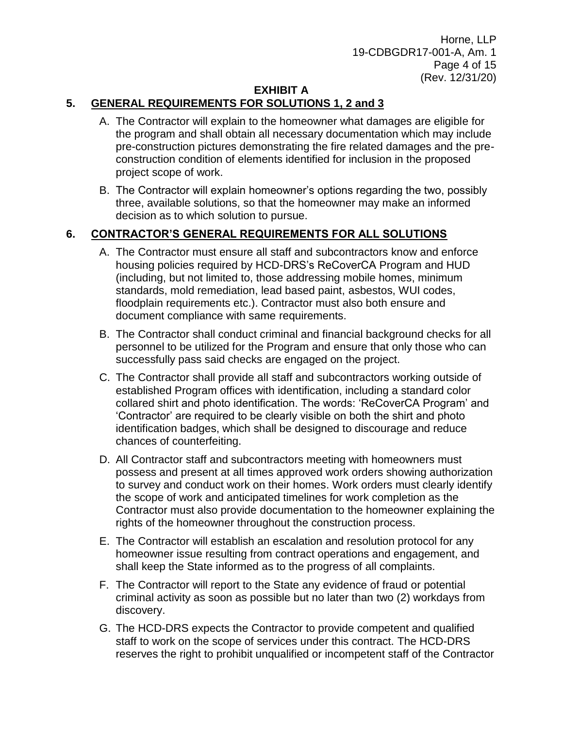**EXHIBIT A**

## 5. GENERAL REQUIREMENTS FOR SOLUTIONS 1, 2 and 3

A. The Contractor will explain to the homeowner what damages are eligible for the program and shall obtain all necessary documentation which may include pre-construction pictures demonstrating the fire related damages and the pre-construction condition of elements identified for inclusion in the proposed project scope of work.

B. The Contractor will explain homeowner's options regarding the two, possibly three, available solutions, so that the homeowner may make an informed decision as to which solution to pursue.

## 6. CONTRACTOR'S GENERAL REQUIREMENTS FOR ALL SOLUTIONS

A. The Contractor must ensure all staff and subcontractors know and enforce housing policies required by HCD-DRS's ReCoverCA Program and HUD (including, but not limited to, those addressing mobile homes, minimum standards, mold remediation, lead based paint, asbestos, WUI codes, floodplain requirements etc.). Contractor must also both ensure and document compliance with same requirements.

B. The Contractor shall conduct criminal and financial background checks for all personnel to be utilized for the Program and ensure that only those who can successfully pass said checks are engaged on the project.

C. The Contractor shall provide all staff and subcontractors working outside of established Program offices with identification, including a standard color collared shirt and photo identification. The words: 'ReCoverCA Program' and 'Contractor' are required to be clearly visible on both the shirt and photo identification badges, which shall be designed to discourage and reduce chances of counterfeiting.

D. All Contractor staff and subcontractors meeting with homeowners must possess and present at all times approved work orders showing authorization to survey and conduct work on their homes. Work orders must clearly identify the scope of work and anticipated timelines for work completion as the Contractor must also provide documentation to the homeowner explaining the rights of the homeowner throughout the construction process.

E. The Contractor will establish an escalation and resolution protocol for any homeowner issue resulting from contract operations and engagement, and shall keep the State informed as to the progress of all complaints.

F. The Contractor will report to the State any evidence of fraud or potential criminal activity as soon as possible but no later than two (2) workdays from discovery.

G. The HCD-DRS expects the Contractor to provide competent and qualified staff to work on the scope of services under this contract. The HCD-DRS reserves the right to prohibit unqualified or incompetent staff of the Contractor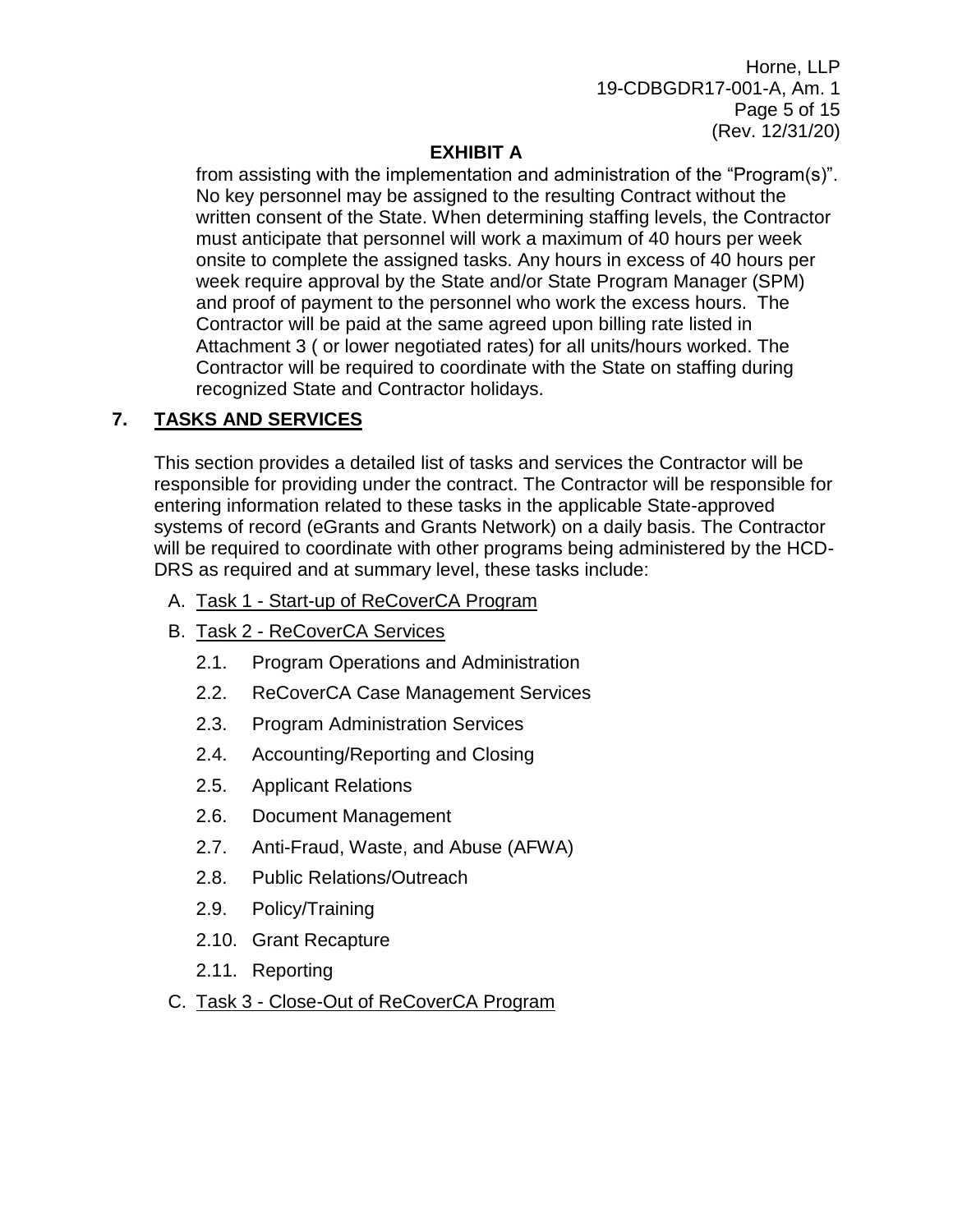**EXHIBIT A**

from assisting with the implementation and administration of the "Program(s)". No key personnel may be assigned to the resulting Contract without the written consent of the State. When determining staffing levels, the Contractor must anticipate that personnel will work a maximum of 40 hours per week onsite to complete the assigned tasks. Any hours in excess of 40 hours per week require approval by the State and/or State Program Manager (SPM) and proof of payment to the personnel who work the excess hours. The Contractor will be paid at the same agreed upon billing rate listed in Attachment 3 ( or lower negotiated rates) for all units/hours worked. The Contractor will be required to coordinate with the State on staffing during recognized State and Contractor holidays.

## 7. TASKS AND SERVICES

This section provides a detailed list of tasks and services the Contractor will be responsible for providing under the contract. The Contractor will be responsible for entering information related to these tasks in the applicable State-approved systems of record (eGrants and Grants Network) on a daily basis. The Contractor will be required to coordinate with other programs being administered by the HCD-DRS as required and at summary level, these tasks include:

A. Task 1 - Start-up of ReCoverCA Program

B. Task 2 - ReCoverCA Services

   2.1. Program Operations and Administration

   2.2. ReCoverCA Case Management Services

   2.3. Program Administration Services

   2.4. Accounting/Reporting and Closing

   2.5. Applicant Relations

   2.6. Document Management

   2.7. Anti-Fraud, Waste, and Abuse (AFWA)

   2.8. Public Relations/Outreach

   2.9. Policy/Training

   2.10. Grant Recapture

   2.11. Reporting

C. Task 3 - Close-Out of ReCoverCA Program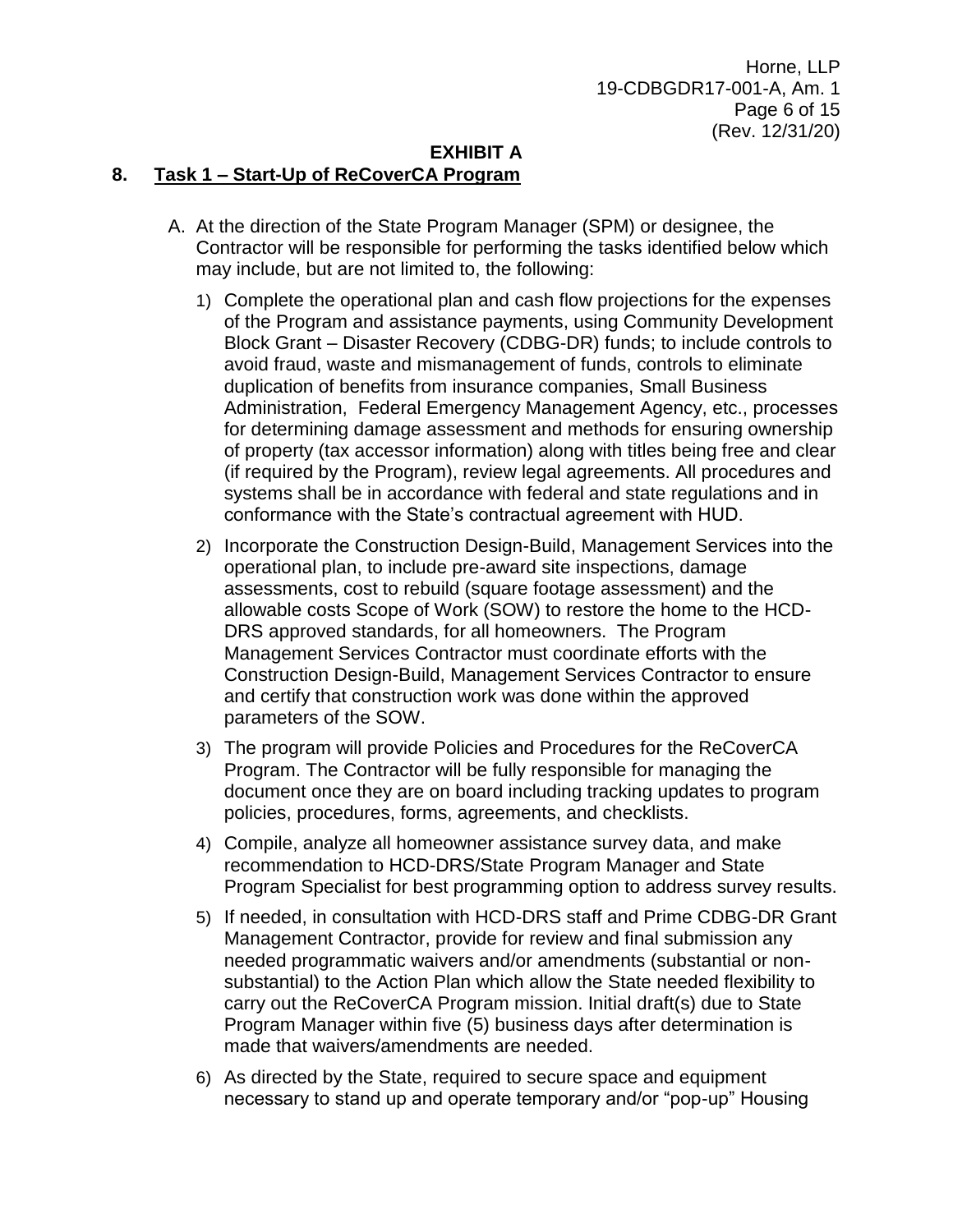**EXHIBIT A**

## 8. Task 1 – Start-Up of ReCoverCA Program

A. At the direction of the State Program Manager (SPM) or designee, the Contractor will be responsible for performing the tasks identified below which may include, but are not limited to, the following:

1) Complete the operational plan and cash flow projections for the expenses of the Program and assistance payments, using Community Development Block Grant – Disaster Recovery (CDBG-DR) funds; to include controls to avoid fraud, waste and mismanagement of funds, controls to eliminate duplication of benefits from insurance companies, Small Business Administration, Federal Emergency Management Agency, etc., processes for determining damage assessment and methods for ensuring ownership of property (tax accessor information) along with titles being free and clear (if required by the Program), review legal agreements. All procedures and systems shall be in accordance with federal and state regulations and in conformance with the State's contractual agreement with HUD.

2) Incorporate the Construction Design-Build, Management Services into the operational plan, to include pre-award site inspections, damage assessments, cost to rebuild (square footage assessment) and the allowable costs Scope of Work (SOW) to restore the home to the HCD-DRS approved standards, for all homeowners. The Program Management Services Contractor must coordinate efforts with the Construction Design-Build, Management Services Contractor to ensure and certify that construction work was done within the approved parameters of the SOW.

3) The program will provide Policies and Procedures for the ReCoverCA Program. The Contractor will be fully responsible for managing the document once they are on board including tracking updates to program policies, procedures, forms, agreements, and checklists.

4) Compile, analyze all homeowner assistance survey data, and make recommendation to HCD-DRS/State Program Manager and State Program Specialist for best programming option to address survey results.

5) If needed, in consultation with HCD-DRS staff and Prime CDBG-DR Grant Management Contractor, provide for review and final submission any needed programmatic waivers and/or amendments (substantial or non-substantial) to the Action Plan which allow the State needed flexibility to carry out the ReCoverCA Program mission. Initial draft(s) due to State Program Manager within five (5) business days after determination is made that waivers/amendments are needed.

6) As directed by the State, required to secure space and equipment necessary to stand up and operate temporary and/or "pop-up" Housing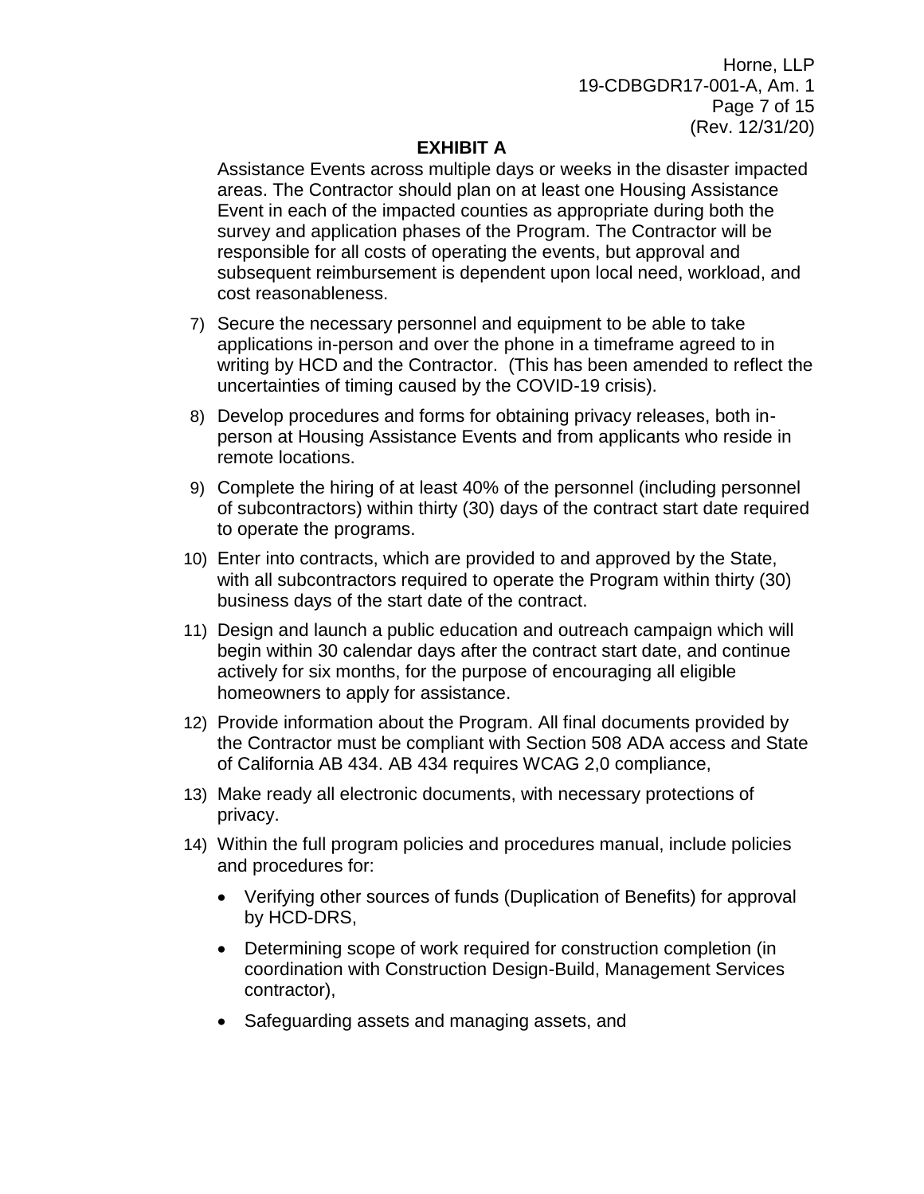**EXHIBIT A**

Assistance Events across multiple days or weeks in the disaster impacted areas. The Contractor should plan on at least one Housing Assistance Event in each of the impacted counties as appropriate during both the survey and application phases of the Program. The Contractor will be responsible for all costs of operating the events, but approval and subsequent reimbursement is dependent upon local need, workload, and cost reasonableness.

7) Secure the necessary personnel and equipment to be able to take applications in-person and over the phone in a timeframe agreed to in writing by HCD and the Contractor. (This has been amended to reflect the uncertainties of timing caused by the COVID-19 crisis).

8) Develop procedures and forms for obtaining privacy releases, both in-person at Housing Assistance Events and from applicants who reside in remote locations.

9) Complete the hiring of at least 40% of the personnel (including personnel of subcontractors) within thirty (30) days of the contract start date required to operate the programs.

10) Enter into contracts, which are provided to and approved by the State, with all subcontractors required to operate the Program within thirty (30) business days of the start date of the contract.

11) Design and launch a public education and outreach campaign which will begin within 30 calendar days after the contract start date, and continue actively for six months, for the purpose of encouraging all eligible homeowners to apply for assistance.

12) Provide information about the Program. All final documents provided by the Contractor must be compliant with Section 508 ADA access and State of California AB 434. AB 434 requires WCAG 2,0 compliance,

13) Make ready all electronic documents, with necessary protections of privacy.

14) Within the full program policies and procedures manual, include policies and procedures for:

- Verifying other sources of funds (Duplication of Benefits) for approval by HCD-DRS,
- Determining scope of work required for construction completion (in coordination with Construction Design-Build, Management Services contractor),
- Safeguarding assets and managing assets, and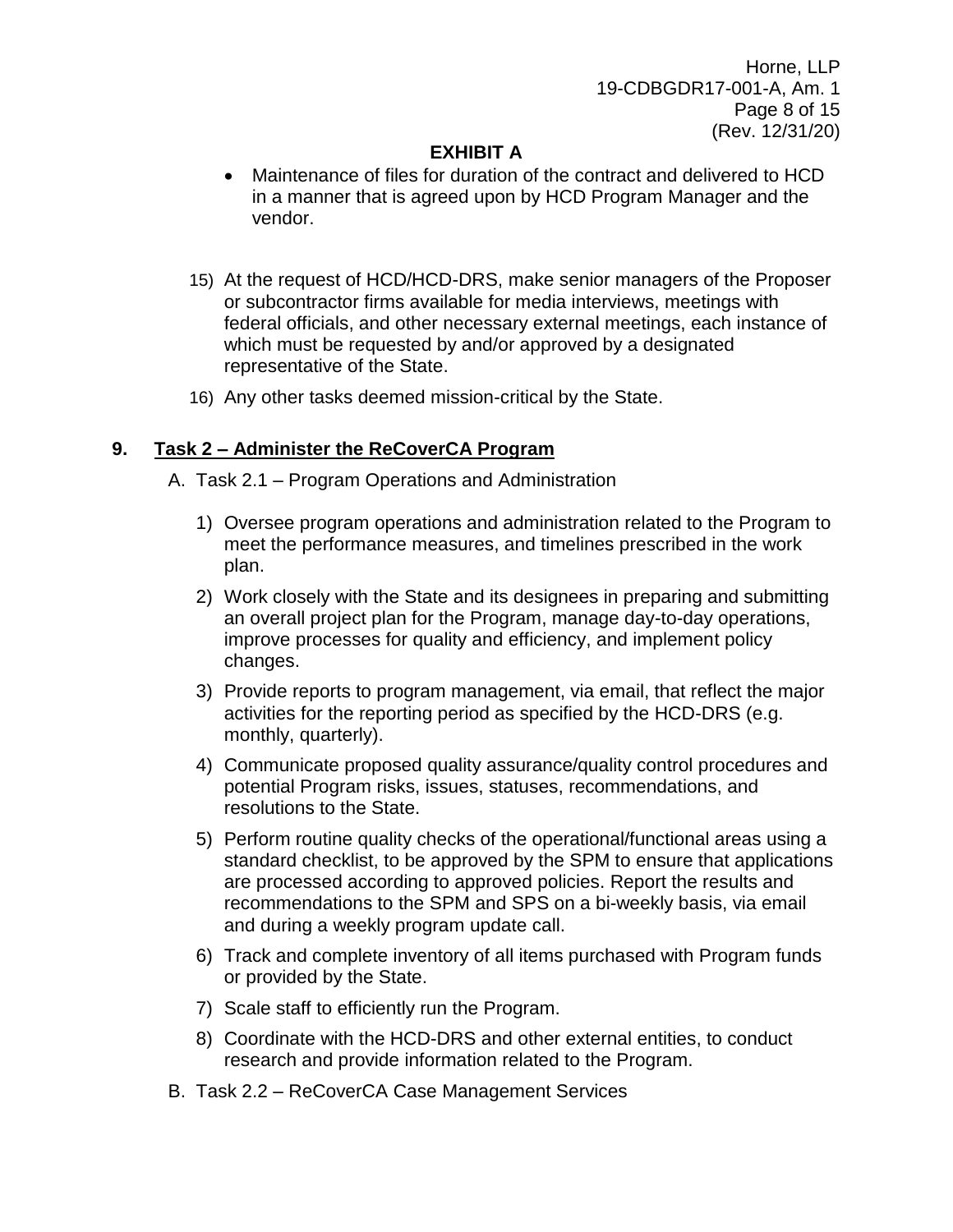**EXHIBIT A**

- Maintenance of files for duration of the contract and delivered to HCD in a manner that is agreed upon by HCD Program Manager and the vendor.

15) At the request of HCD/HCD-DRS, make senior managers of the Proposer or subcontractor firms available for media interviews, meetings with federal officials, and other necessary external meetings, each instance of which must be requested by and/or approved by a designated representative of the State.

16) Any other tasks deemed mission-critical by the State.

## 9. <u>Task 2 – Administer the ReCoverCA Program</u>

A. Task 2.1 – Program Operations and Administration

1) Oversee program operations and administration related to the Program to meet the performance measures, and timelines prescribed in the work plan.
2) Work closely with the State and its designees in preparing and submitting an overall project plan for the Program, manage day-to-day operations, improve processes for quality and efficiency, and implement policy changes.
3) Provide reports to program management, via email, that reflect the major activities for the reporting period as specified by the HCD-DRS (e.g. monthly, quarterly).
4) Communicate proposed quality assurance/quality control procedures and potential Program risks, issues, statuses, recommendations, and resolutions to the State.
5) Perform routine quality checks of the operational/functional areas using a standard checklist, to be approved by the SPM to ensure that applications are processed according to approved policies. Report the results and recommendations to the SPM and SPS on a bi-weekly basis, via email and during a weekly program update call.
6) Track and complete inventory of all items purchased with Program funds or provided by the State.
7) Scale staff to efficiently run the Program.
8) Coordinate with the HCD-DRS and other external entities, to conduct research and provide information related to the Program.

B. Task 2.2 – ReCoverCA Case Management Services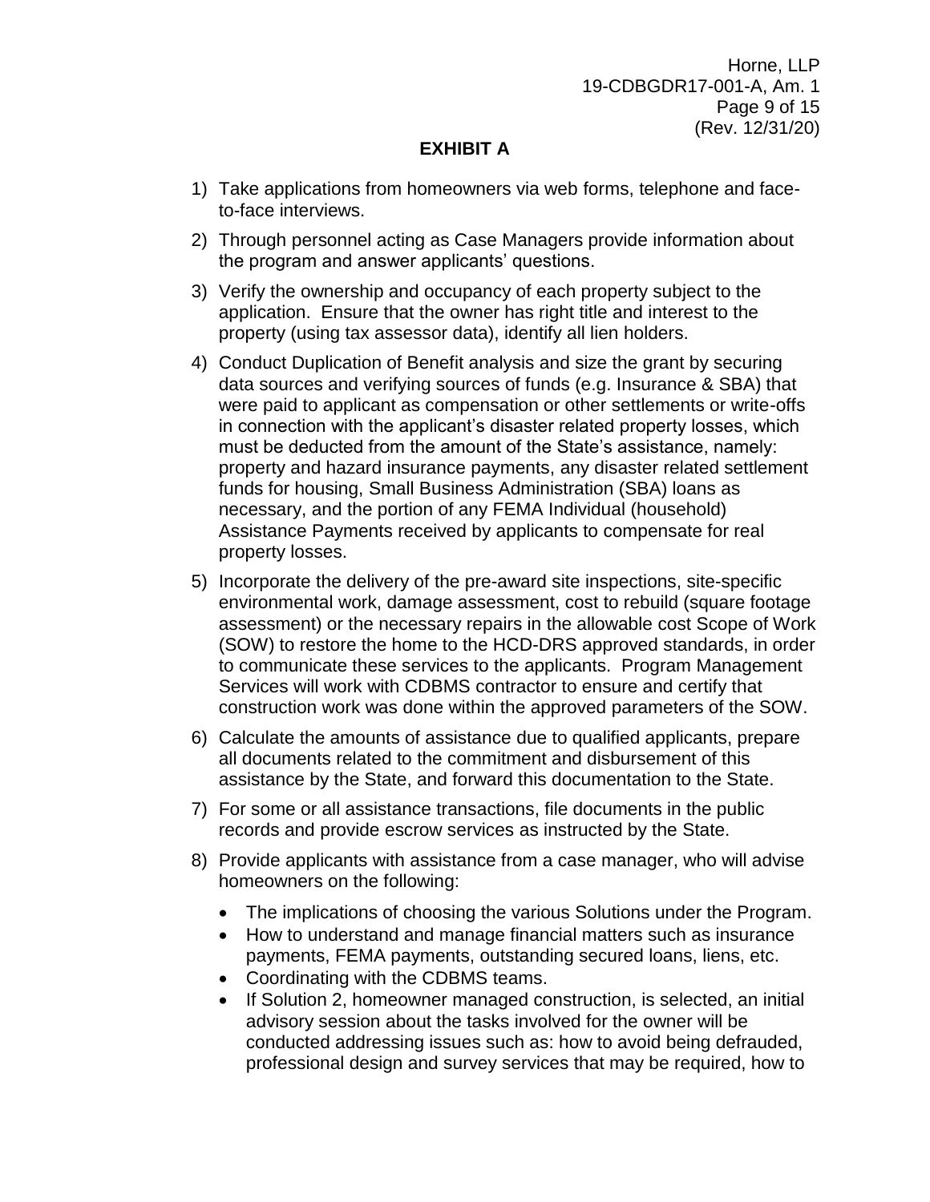# EXHIBIT A

1) Take applications from homeowners via web forms, telephone and face-to-face interviews.
2) Through personnel acting as Case Managers provide information about the program and answer applicants' questions.
3) Verify the ownership and occupancy of each property subject to the application. Ensure that the owner has right title and interest to the property (using tax assessor data), identify all lien holders.
4) Conduct Duplication of Benefit analysis and size the grant by securing data sources and verifying sources of funds (e.g. Insurance & SBA) that were paid to applicant as compensation or other settlements or write-offs in connection with the applicant's disaster related property losses, which must be deducted from the amount of the State's assistance, namely: property and hazard insurance payments, any disaster related settlement funds for housing, Small Business Administration (SBA) loans as necessary, and the portion of any FEMA Individual (household) Assistance Payments received by applicants to compensate for real property losses.
5) Incorporate the delivery of the pre-award site inspections, site-specific environmental work, damage assessment, cost to rebuild (square footage assessment) or the necessary repairs in the allowable cost Scope of Work (SOW) to restore the home to the HCD-DRS approved standards, in order to communicate these services to the applicants. Program Management Services will work with CDBMS contractor to ensure and certify that construction work was done within the approved parameters of the SOW.
6) Calculate the amounts of assistance due to qualified applicants, prepare all documents related to the commitment and disbursement of this assistance by the State, and forward this documentation to the State.
7) For some or all assistance transactions, file documents in the public records and provide escrow services as instructed by the State.
8) Provide applicants with assistance from a case manager, who will advise homeowners on the following:
   - The implications of choosing the various Solutions under the Program.
   - How to understand and manage financial matters such as insurance payments, FEMA payments, outstanding secured loans, liens, etc.
   - Coordinating with the CDBMS teams.
   - If Solution 2, homeowner managed construction, is selected, an initial advisory session about the tasks involved for the owner will be conducted addressing issues such as: how to avoid being defrauded, professional design and survey services that may be required, how to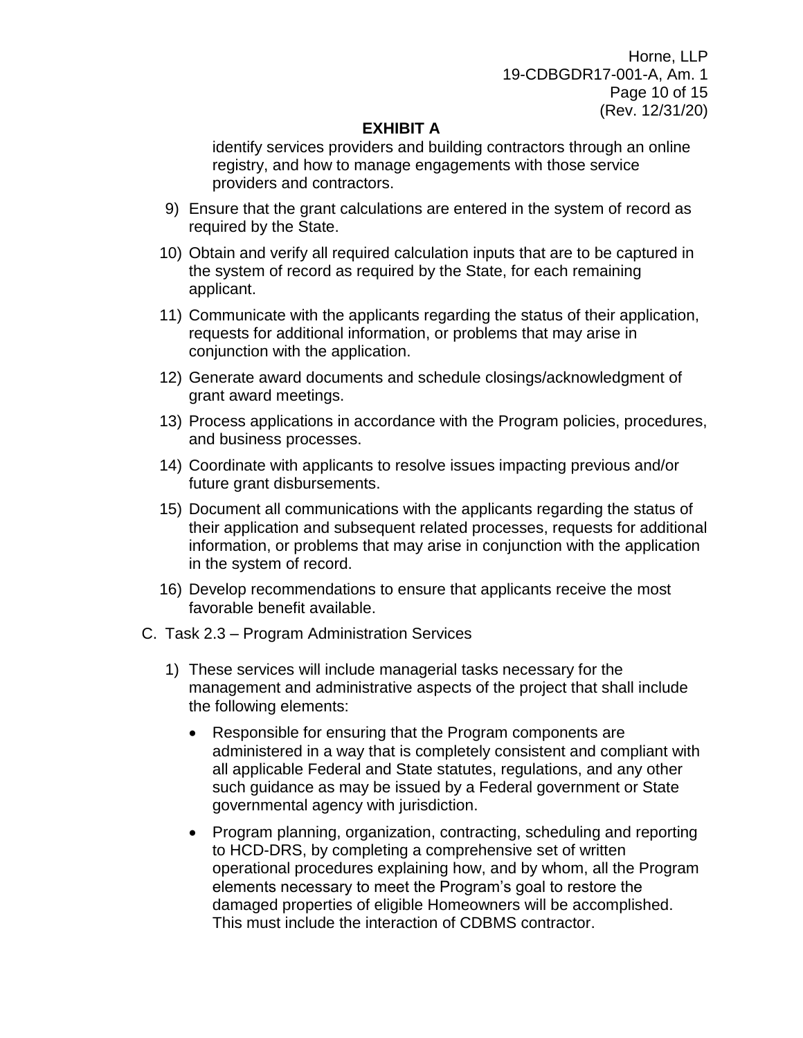identify services providers and building contractors through an online registry, and how to manage engagements with those service providers and contractors.

9) Ensure that the grant calculations are entered in the system of record as required by the State.

10) Obtain and verify all required calculation inputs that are to be captured in the system of record as required by the State, for each remaining applicant.

11) Communicate with the applicants regarding the status of their application, requests for additional information, or problems that may arise in conjunction with the application.

12) Generate award documents and schedule closings/acknowledgment of grant award meetings.

13) Process applications in accordance with the Program policies, procedures, and business processes.

14) Coordinate with applicants to resolve issues impacting previous and/or future grant disbursements.

15) Document all communications with the applicants regarding the status of their application and subsequent related processes, requests for additional information, or problems that may arise in conjunction with the application in the system of record.

16) Develop recommendations to ensure that applicants receive the most favorable benefit available.

C. Task 2.3 – Program Administration Services

1) These services will include managerial tasks necessary for the management and administrative aspects of the project that shall include the following elements:

   - Responsible for ensuring that the Program components are administered in a way that is completely consistent and compliant with all applicable Federal and State statutes, regulations, and any other such guidance as may be issued by a Federal government or State governmental agency with jurisdiction.
   - Program planning, organization, contracting, scheduling and reporting to HCD-DRS, by completing a comprehensive set of written operational procedures explaining how, and by whom, all the Program elements necessary to meet the Program's goal to restore the damaged properties of eligible Homeowners will be accomplished. This must include the interaction of CDBMS contractor.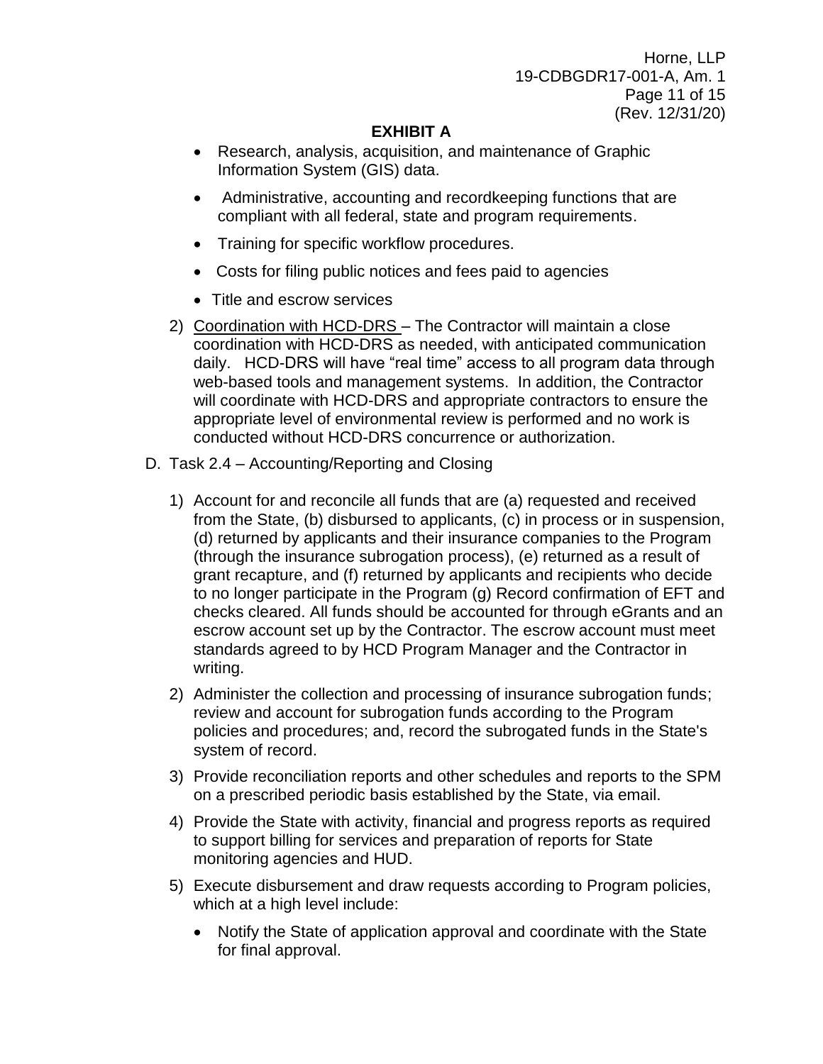**EXHIBIT A**

- Research, analysis, acquisition, and maintenance of Graphic Information System (GIS) data.
- Administrative, accounting and recordkeeping functions that are compliant with all federal, state and program requirements.
- Training for specific workflow procedures.
- Costs for filing public notices and fees paid to agencies
- Title and escrow services

2) Coordination with HCD-DRS – The Contractor will maintain a close coordination with HCD-DRS as needed, with anticipated communication daily. HCD-DRS will have "real time" access to all program data through web-based tools and management systems. In addition, the Contractor will coordinate with HCD-DRS and appropriate contractors to ensure the appropriate level of environmental review is performed and no work is conducted without HCD-DRS concurrence or authorization.

D. Task 2.4 – Accounting/Reporting and Closing

1) Account for and reconcile all funds that are (a) requested and received from the State, (b) disbursed to applicants, (c) in process or in suspension, (d) returned by applicants and their insurance companies to the Program (through the insurance subrogation process), (e) returned as a result of grant recapture, and (f) returned by applicants and recipients who decide to no longer participate in the Program (g) Record confirmation of EFT and checks cleared. All funds should be accounted for through eGrants and an escrow account set up by the Contractor. The escrow account must meet standards agreed to by HCD Program Manager and the Contractor in writing.

2) Administer the collection and processing of insurance subrogation funds; review and account for subrogation funds according to the Program policies and procedures; and, record the subrogated funds in the State's system of record.

3) Provide reconciliation reports and other schedules and reports to the SPM on a prescribed periodic basis established by the State, via email.

4) Provide the State with activity, financial and progress reports as required to support billing for services and preparation of reports for State monitoring agencies and HUD.

5) Execute disbursement and draw requests according to Program policies, which at a high level include:

   - Notify the State of application approval and coordinate with the State for final approval.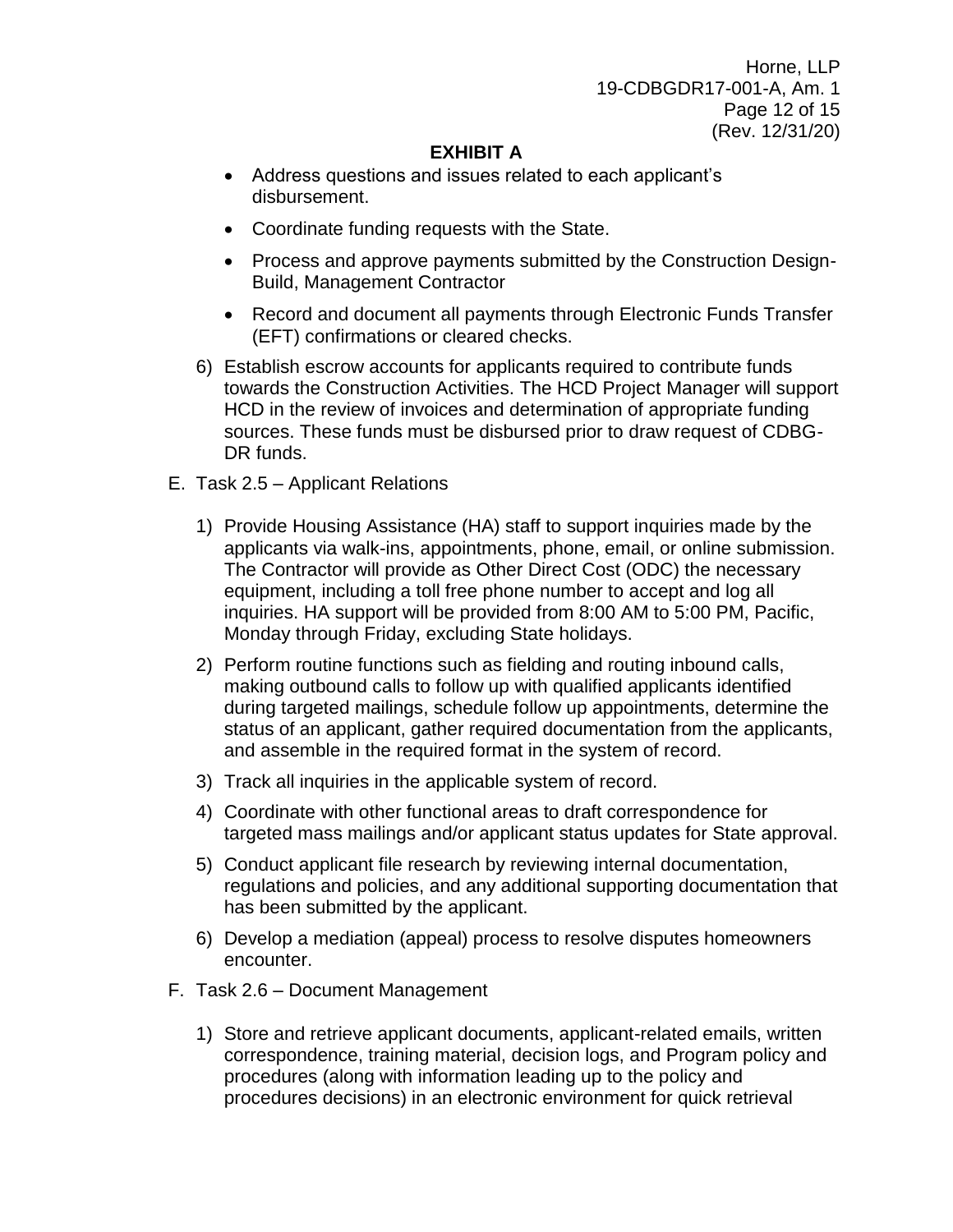**EXHIBIT A**

- Address questions and issues related to each applicant's disbursement.
- Coordinate funding requests with the State.
- Process and approve payments submitted by the Construction Design-Build, Management Contractor
- Record and document all payments through Electronic Funds Transfer (EFT) confirmations or cleared checks.

6) Establish escrow accounts for applicants required to contribute funds towards the Construction Activities. The HCD Project Manager will support HCD in the review of invoices and determination of appropriate funding sources. These funds must be disbursed prior to draw request of CDBG-DR funds.

E. Task 2.5 – Applicant Relations

1) Provide Housing Assistance (HA) staff to support inquiries made by the applicants via walk-ins, appointments, phone, email, or online submission. The Contractor will provide as Other Direct Cost (ODC) the necessary equipment, including a toll free phone number to accept and log all inquiries. HA support will be provided from 8:00 AM to 5:00 PM, Pacific, Monday through Friday, excluding State holidays.
2) Perform routine functions such as fielding and routing inbound calls, making outbound calls to follow up with qualified applicants identified during targeted mailings, schedule follow up appointments, determine the status of an applicant, gather required documentation from the applicants, and assemble in the required format in the system of record.
3) Track all inquiries in the applicable system of record.
4) Coordinate with other functional areas to draft correspondence for targeted mass mailings and/or applicant status updates for State approval.
5) Conduct applicant file research by reviewing internal documentation, regulations and policies, and any additional supporting documentation that has been submitted by the applicant.
6) Develop a mediation (appeal) process to resolve disputes homeowners encounter.

F. Task 2.6 – Document Management

1) Store and retrieve applicant documents, applicant-related emails, written correspondence, training material, decision logs, and Program policy and procedures (along with information leading up to the policy and procedures decisions) in an electronic environment for quick retrieval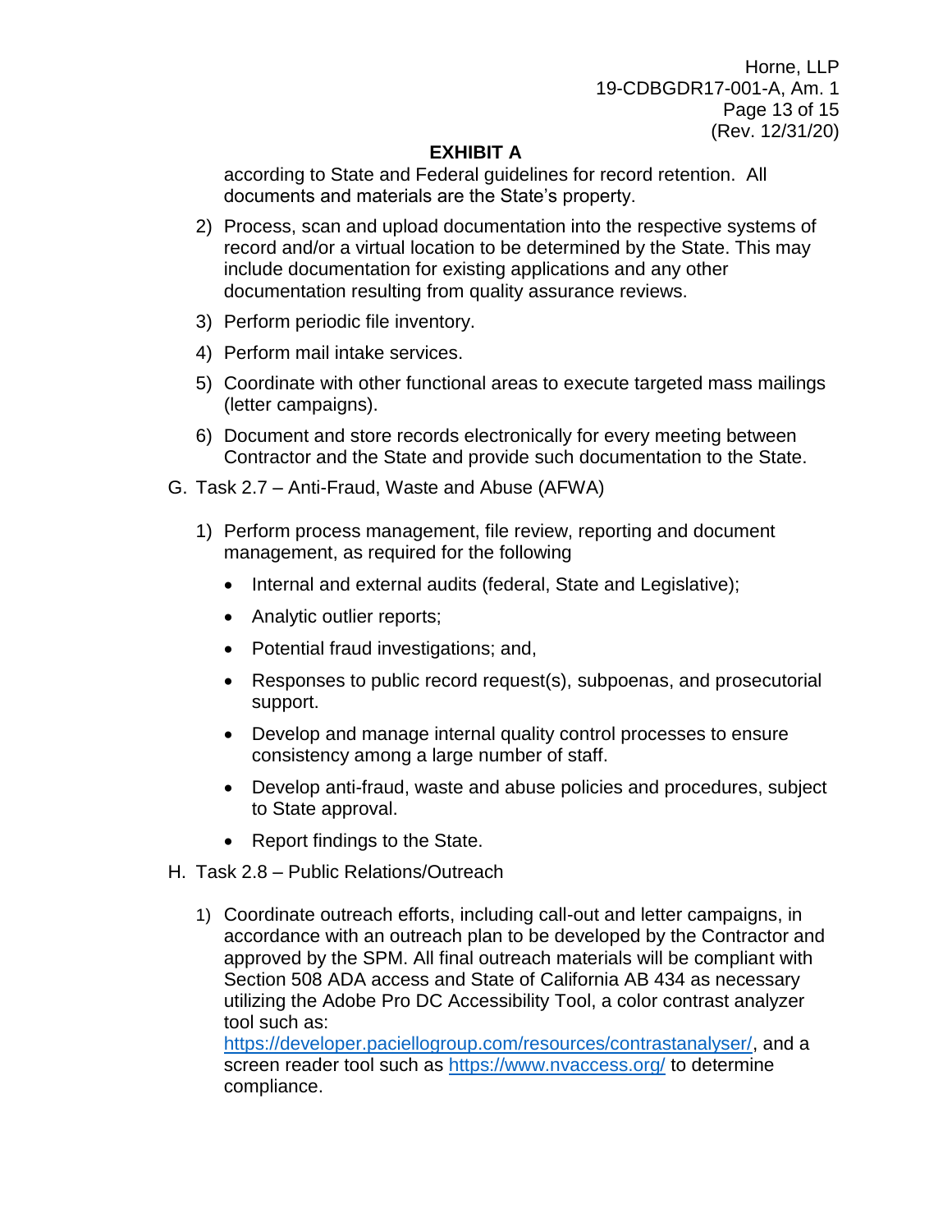## EXHIBIT A

according to State and Federal guidelines for record retention. All documents and materials are the State's property.

2) Process, scan and upload documentation into the respective systems of record and/or a virtual location to be determined by the State. This may include documentation for existing applications and any other documentation resulting from quality assurance reviews.

3) Perform periodic file inventory.

4) Perform mail intake services.

5) Coordinate with other functional areas to execute targeted mass mailings (letter campaigns).

6) Document and store records electronically for every meeting between Contractor and the State and provide such documentation to the State.

G. Task 2.7 – Anti-Fraud, Waste and Abuse (AFWA)

1) Perform process management, file review, reporting and document management, as required for the following

   - Internal and external audits (federal, State and Legislative);
   - Analytic outlier reports;
   - Potential fraud investigations; and,
   - Responses to public record request(s), subpoenas, and prosecutorial support.
   - Develop and manage internal quality control processes to ensure consistency among a large number of staff.
   - Develop anti-fraud, waste and abuse policies and procedures, subject to State approval.
   - Report findings to the State.

H. Task 2.8 – Public Relations/Outreach

1) Coordinate outreach efforts, including call-out and letter campaigns, in accordance with an outreach plan to be developed by the Contractor and approved by the SPM. All final outreach materials will be compliant with Section 508 ADA access and State of California AB 434 as necessary utilizing the Adobe Pro DC Accessibility Tool, a color contrast analyzer tool such as: https://developer.paciellogroup.com/resources/contrastanalyser/, and a screen reader tool such as https://www.nvaccess.org/ to determine compliance.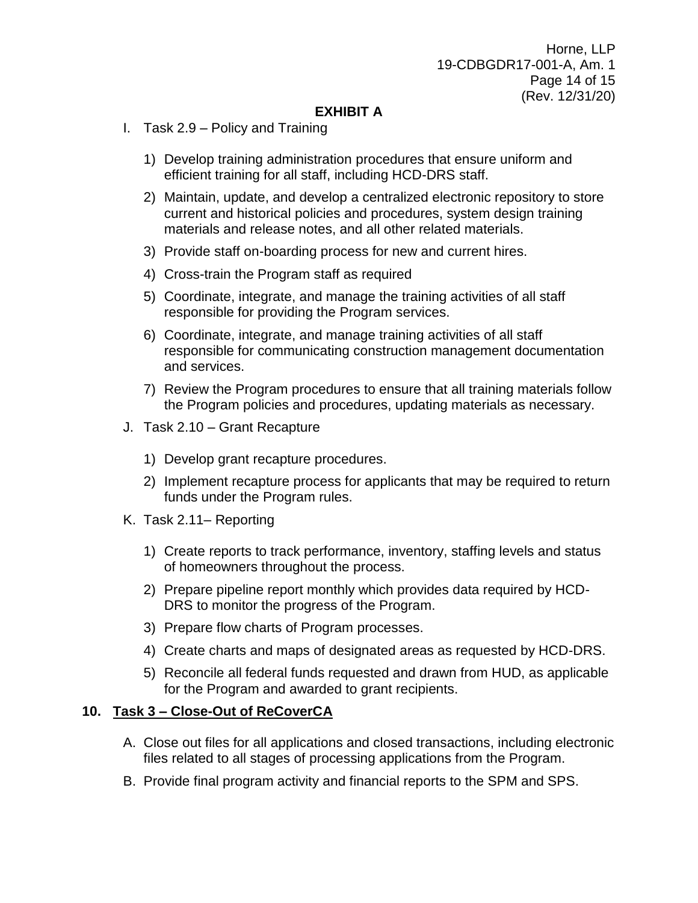**EXHIBIT A**

I. Task 2.9 – Policy and Training

1) Develop training administration procedures that ensure uniform and efficient training for all staff, including HCD-DRS staff.
2) Maintain, update, and develop a centralized electronic repository to store current and historical policies and procedures, system design training materials and release notes, and all other related materials.
3) Provide staff on-boarding process for new and current hires.
4) Cross-train the Program staff as required
5) Coordinate, integrate, and manage the training activities of all staff responsible for providing the Program services.
6) Coordinate, integrate, and manage training activities of all staff responsible for communicating construction management documentation and services.
7) Review the Program procedures to ensure that all training materials follow the Program policies and procedures, updating materials as necessary.

J. Task 2.10 – Grant Recapture

1) Develop grant recapture procedures.
2) Implement recapture process for applicants that may be required to return funds under the Program rules.

K. Task 2.11– Reporting

1) Create reports to track performance, inventory, staffing levels and status of homeowners throughout the process.
2) Prepare pipeline report monthly which provides data required by HCD-DRS to monitor the progress of the Program.
3) Prepare flow charts of Program processes.
4) Create charts and maps of designated areas as requested by HCD-DRS.
5) Reconcile all federal funds requested and drawn from HUD, as applicable for the Program and awarded to grant recipients.

**10. <u>Task 3 – Close-Out of ReCoverCA</u>**

A. Close out files for all applications and closed transactions, including electronic files related to all stages of processing applications from the Program.

B. Provide final program activity and financial reports to the SPM and SPS.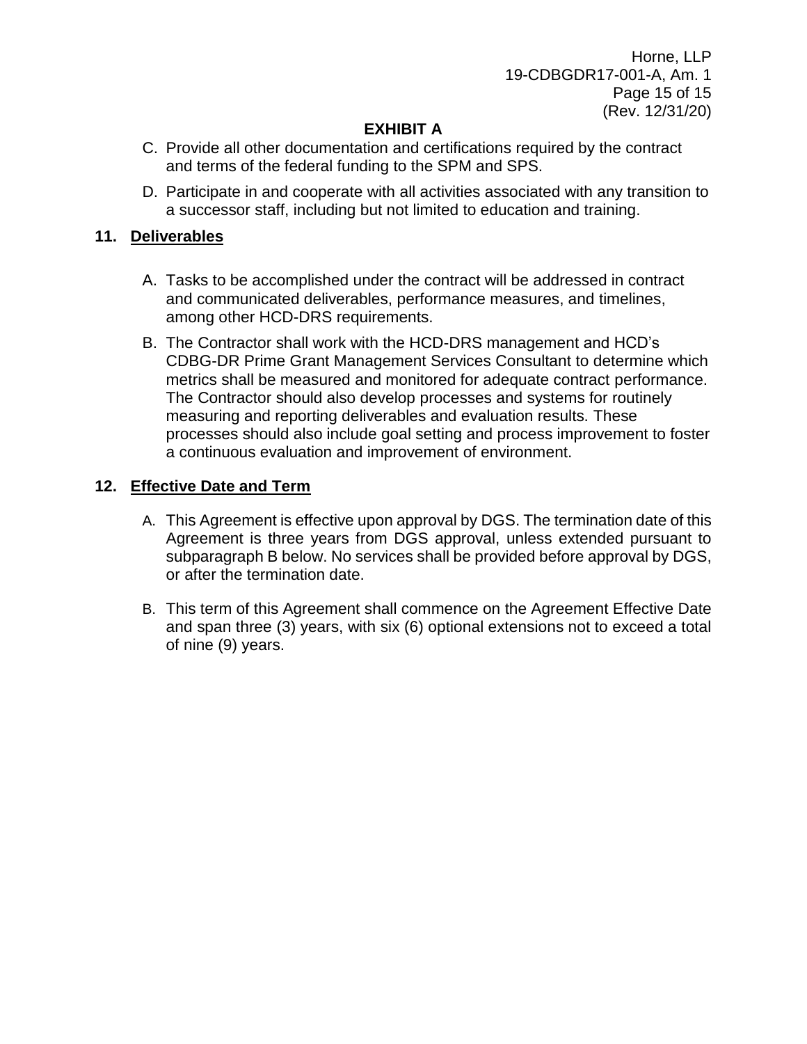**EXHIBIT A**

C. Provide all other documentation and certifications required by the contract and terms of the federal funding to the SPM and SPS.

D. Participate in and cooperate with all activities associated with any transition to a successor staff, including but not limited to education and training.

**11. Deliverables**

A. Tasks to be accomplished under the contract will be addressed in contract and communicated deliverables, performance measures, and timelines, among other HCD-DRS requirements.

B. The Contractor shall work with the HCD-DRS management and HCD's CDBG-DR Prime Grant Management Services Consultant to determine which metrics shall be measured and monitored for adequate contract performance. The Contractor should also develop processes and systems for routinely measuring and reporting deliverables and evaluation results. These processes should also include goal setting and process improvement to foster a continuous evaluation and improvement of environment.

**12. Effective Date and Term**

A. This Agreement is effective upon approval by DGS. The termination date of this Agreement is three years from DGS approval, unless extended pursuant to subparagraph B below. No services shall be provided before approval by DGS, or after the termination date.

B. This term of this Agreement shall commence on the Agreement Effective Date and span three (3) years, with six (6) optional extensions not to exceed a total of nine (9) years.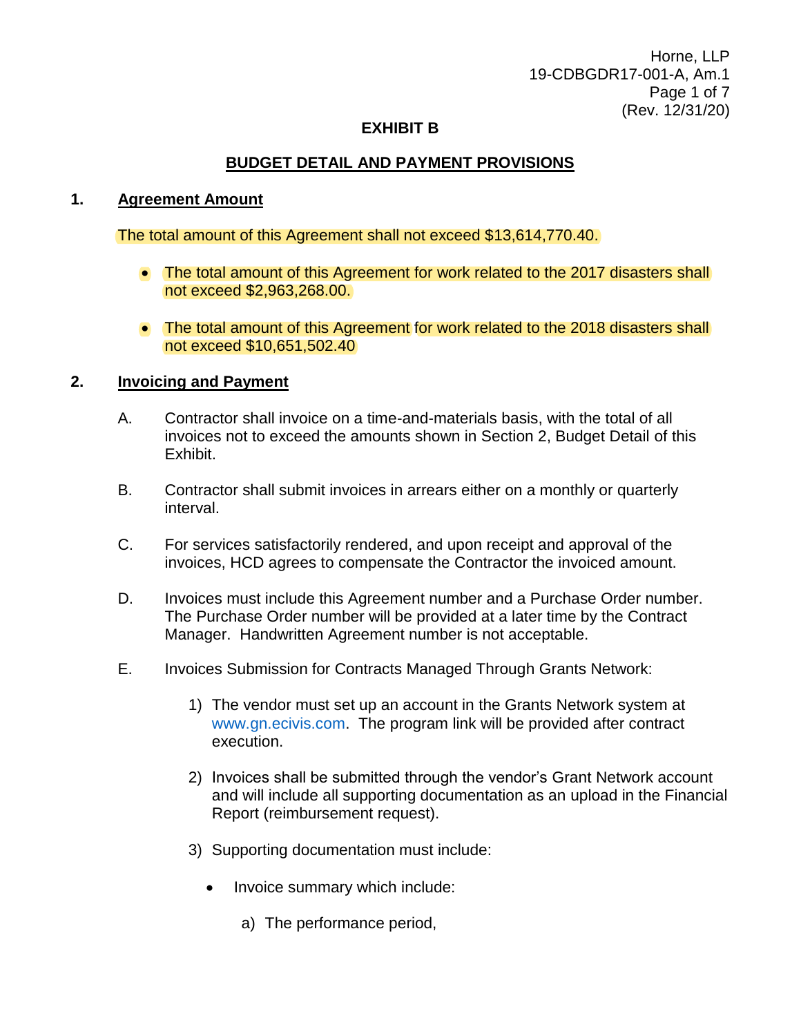# EXHIBIT B

## BUDGET DETAIL AND PAYMENT PROVISIONS

### 1. Agreement Amount

The total amount of this Agreement shall not exceed $13,614,770.40.

- The total amount of this Agreement for work related to the 2017 disasters shall not exceed $2,963,268.00.
- The total amount of this Agreement for work related to the 2018 disasters shall not exceed $10,651,502.40

### 2. Invoicing and Payment

A. Contractor shall invoice on a time-and-materials basis, with the total of all invoices not to exceed the amounts shown in Section 2, Budget Detail of this Exhibit.

B. Contractor shall submit invoices in arrears either on a monthly or quarterly interval.

C. For services satisfactorily rendered, and upon receipt and approval of the invoices, HCD agrees to compensate the Contractor the invoiced amount.

D. Invoices must include this Agreement number and a Purchase Order number. The Purchase Order number will be provided at a later time by the Contract Manager. Handwritten Agreement number is not acceptable.

E. Invoices Submission for Contracts Managed Through Grants Network:

1) The vendor must set up an account in the Grants Network system at www.gn.ecivis.com. The program link will be provided after contract execution.

2) Invoices shall be submitted through the vendor's Grant Network account and will include all supporting documentation as an upload in the Financial Report (reimbursement request).

3) Supporting documentation must include:

- Invoice summary which include:

  a) The performance period,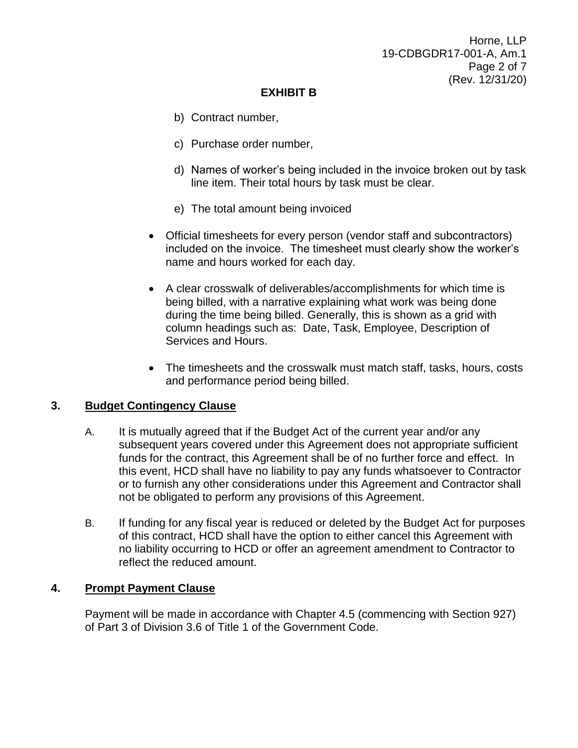# EXHIBIT B

b) Contract number,

c) Purchase order number,

d) Names of worker's being included in the invoice broken out by task line item. Their total hours by task must be clear.

e) The total amount being invoiced

- Official timesheets for every person (vendor staff and subcontractors) included on the invoice. The timesheet must clearly show the worker's name and hours worked for each day.
- A clear crosswalk of deliverables/accomplishments for which time is being billed, with a narrative explaining what work was being done during the time being billed. Generally, this is shown as a grid with column headings such as: Date, Task, Employee, Description of Services and Hours.
- The timesheets and the crosswalk must match staff, tasks, hours, costs and performance period being billed.

## 3. Budget Contingency Clause

A. It is mutually agreed that if the Budget Act of the current year and/or any subsequent years covered under this Agreement does not appropriate sufficient funds for the contract, this Agreement shall be of no further force and effect. In this event, HCD shall have no liability to pay any funds whatsoever to Contractor or to furnish any other considerations under this Agreement and Contractor shall not be obligated to perform any provisions of this Agreement.

B. If funding for any fiscal year is reduced or deleted by the Budget Act for purposes of this contract, HCD shall have the option to either cancel this Agreement with no liability occurring to HCD or offer an agreement amendment to Contractor to reflect the reduced amount.

## 4. Prompt Payment Clause

Payment will be made in accordance with Chapter 4.5 (commencing with Section 927) of Part 3 of Division 3.6 of Title 1 of the Government Code.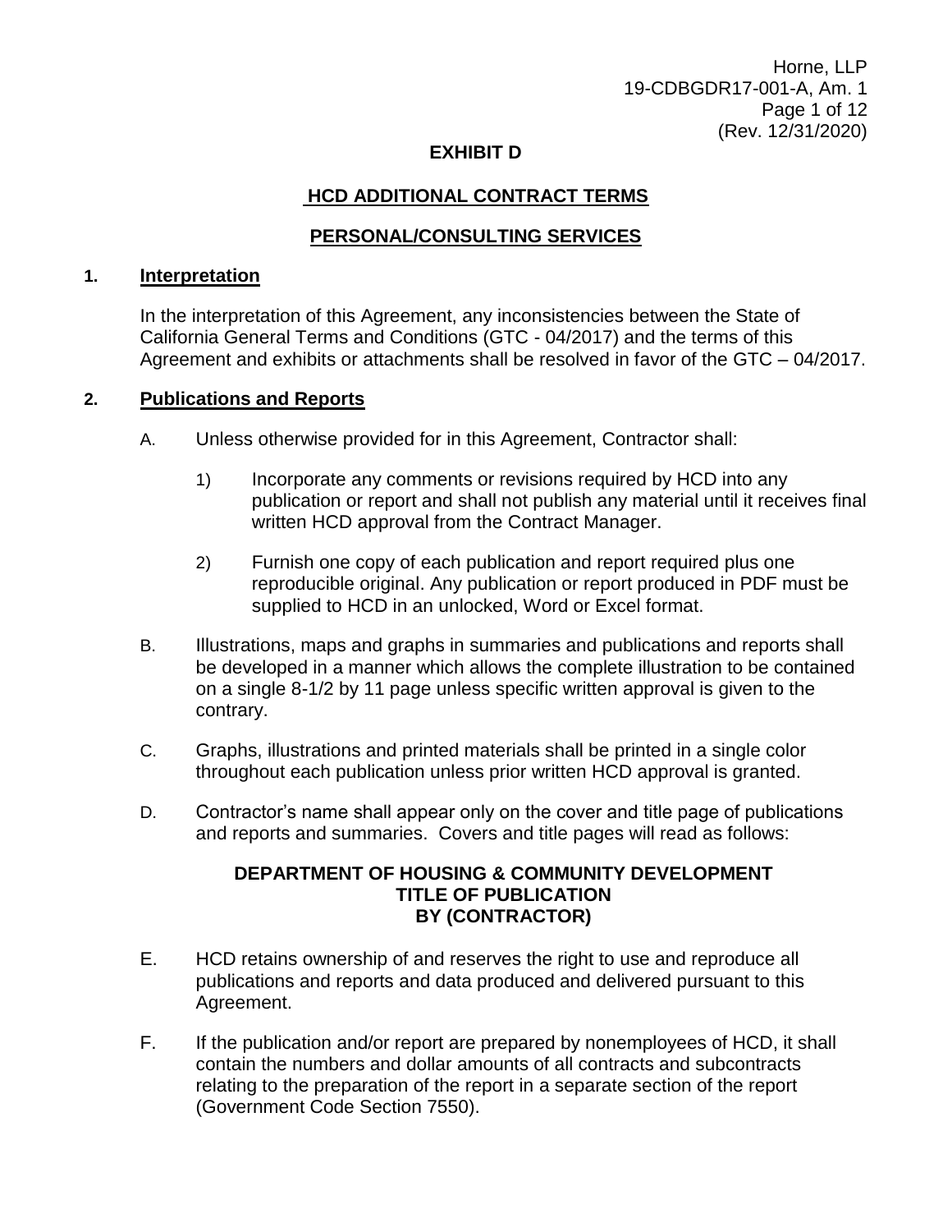# EXHIBIT D

## HCD ADDITIONAL CONTRACT TERMS

## PERSONAL/CONSULTING SERVICES

### 1. Interpretation

In the interpretation of this Agreement, any inconsistencies between the State of California General Terms and Conditions (GTC - 04/2017) and the terms of this Agreement and exhibits or attachments shall be resolved in favor of the GTC – 04/2017.

### 2. Publications and Reports

A. Unless otherwise provided for in this Agreement, Contractor shall:

   1) Incorporate any comments or revisions required by HCD into any publication or report and shall not publish any material until it receives final written HCD approval from the Contract Manager.

   2) Furnish one copy of each publication and report required plus one reproducible original. Any publication or report produced in PDF must be supplied to HCD in an unlocked, Word or Excel format.

B. Illustrations, maps and graphs in summaries and publications and reports shall be developed in a manner which allows the complete illustration to be contained on a single 8-1/2 by 11 page unless specific written approval is given to the contrary.

C. Graphs, illustrations and printed materials shall be printed in a single color throughout each publication unless prior written HCD approval is granted.

D. Contractor's name shall appear only on the cover and title page of publications and reports and summaries. Covers and title pages will read as follows:

**DEPARTMENT OF HOUSING & COMMUNITY DEVELOPMENT**
**TITLE OF PUBLICATION**
**BY (CONTRACTOR)**

E. HCD retains ownership of and reserves the right to use and reproduce all publications and reports and data produced and delivered pursuant to this Agreement.

F. If the publication and/or report are prepared by nonemployees of HCD, it shall contain the numbers and dollar amounts of all contracts and subcontracts relating to the preparation of the report in a separate section of the report (Government Code Section 7550).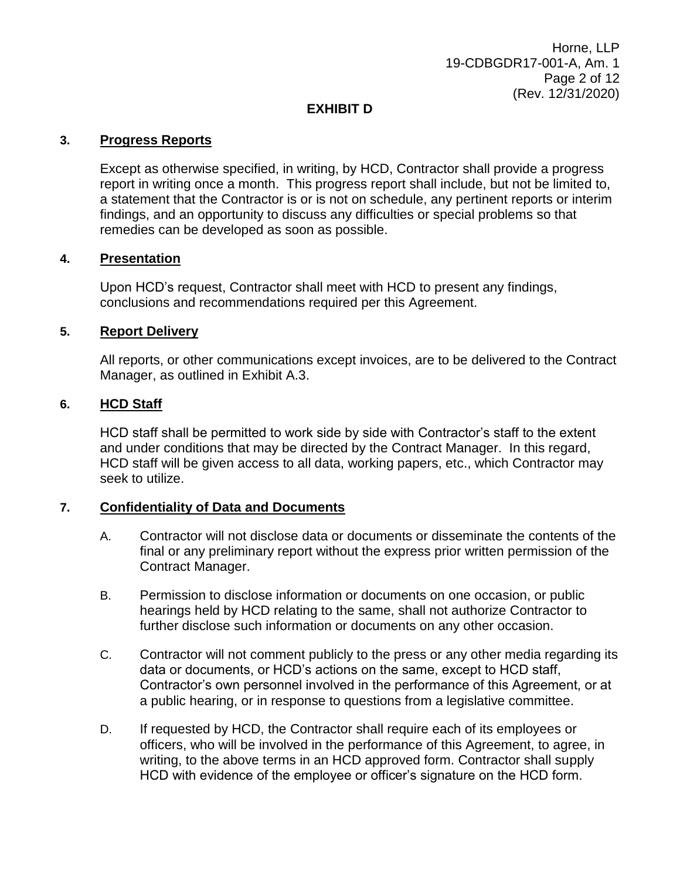## EXHIBIT D

### 3. Progress Reports

Except as otherwise specified, in writing, by HCD, Contractor shall provide a progress report in writing once a month. This progress report shall include, but not be limited to, a statement that the Contractor is or is not on schedule, any pertinent reports or interim findings, and an opportunity to discuss any difficulties or special problems so that remedies can be developed as soon as possible.

### 4. Presentation

Upon HCD's request, Contractor shall meet with HCD to present any findings, conclusions and recommendations required per this Agreement.

### 5. Report Delivery

All reports, or other communications except invoices, are to be delivered to the Contract Manager, as outlined in Exhibit A.3.

### 6. HCD Staff

HCD staff shall be permitted to work side by side with Contractor's staff to the extent and under conditions that may be directed by the Contract Manager. In this regard, HCD staff will be given access to all data, working papers, etc., which Contractor may seek to utilize.

### 7. Confidentiality of Data and Documents

A. Contractor will not disclose data or documents or disseminate the contents of the final or any preliminary report without the express prior written permission of the Contract Manager.

B. Permission to disclose information or documents on one occasion, or public hearings held by HCD relating to the same, shall not authorize Contractor to further disclose such information or documents on any other occasion.

C. Contractor will not comment publicly to the press or any other media regarding its data or documents, or HCD's actions on the same, except to HCD staff, Contractor's own personnel involved in the performance of this Agreement, or at a public hearing, or in response to questions from a legislative committee.

D. If requested by HCD, the Contractor shall require each of its employees or officers, who will be involved in the performance of this Agreement, to agree, in writing, to the above terms in an HCD approved form. Contractor shall supply HCD with evidence of the employee or officer's signature on the HCD form.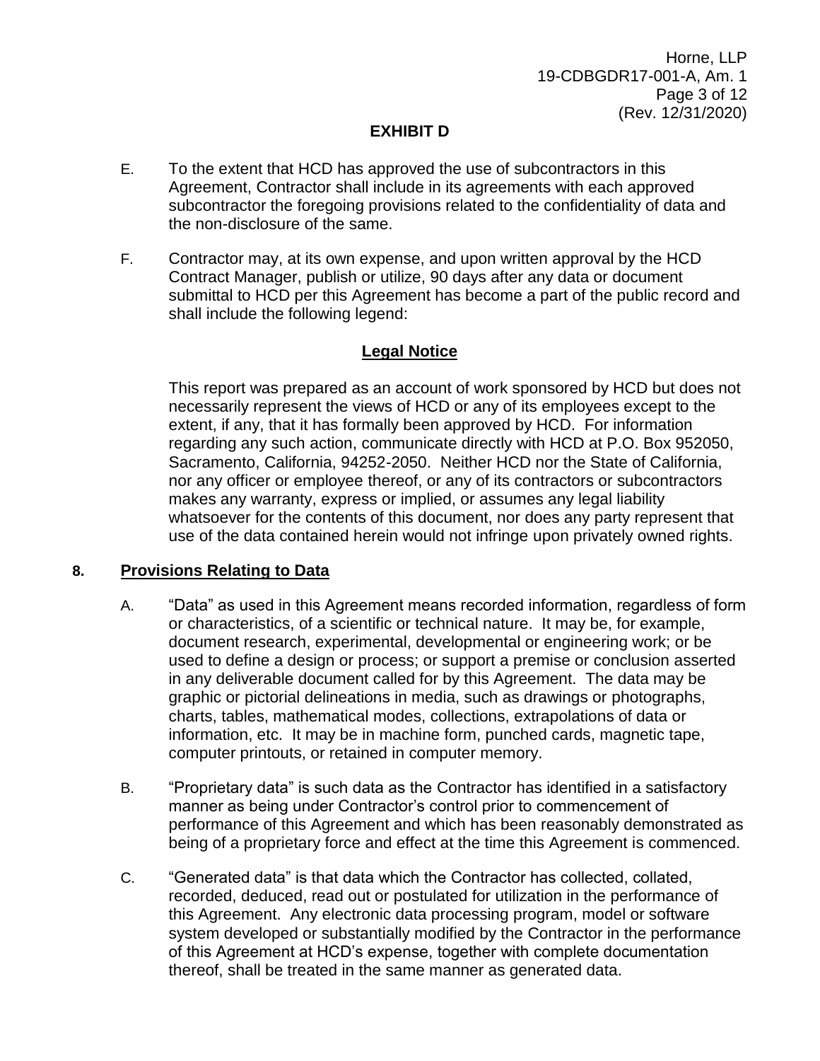**EXHIBIT D**

E. To the extent that HCD has approved the use of subcontractors in this Agreement, Contractor shall include in its agreements with each approved subcontractor the foregoing provisions related to the confidentiality of data and the non-disclosure of the same.

F. Contractor may, at its own expense, and upon written approval by the HCD Contract Manager, publish or utilize, 90 days after any data or document submittal to HCD per this Agreement has become a part of the public record and shall include the following legend:

**Legal Notice**

This report was prepared as an account of work sponsored by HCD but does not necessarily represent the views of HCD or any of its employees except to the extent, if any, that it has formally been approved by HCD. For information regarding any such action, communicate directly with HCD at P.O. Box 952050, Sacramento, California, 94252-2050. Neither HCD nor the State of California, nor any officer or employee thereof, or any of its contractors or subcontractors makes any warranty, express or implied, or assumes any legal liability whatsoever for the contents of this document, nor does any party represent that use of the data contained herein would not infringe upon privately owned rights.

## 8. Provisions Relating to Data

A. "Data" as used in this Agreement means recorded information, regardless of form or characteristics, of a scientific or technical nature. It may be, for example, document research, experimental, developmental or engineering work; or be used to define a design or process; or support a premise or conclusion asserted in any deliverable document called for by this Agreement. The data may be graphic or pictorial delineations in media, such as drawings or photographs, charts, tables, mathematical modes, collections, extrapolations of data or information, etc. It may be in machine form, punched cards, magnetic tape, computer printouts, or retained in computer memory.

B. "Proprietary data" is such data as the Contractor has identified in a satisfactory manner as being under Contractor's control prior to commencement of performance of this Agreement and which has been reasonably demonstrated as being of a proprietary force and effect at the time this Agreement is commenced.

C. "Generated data" is that data which the Contractor has collected, collated, recorded, deduced, read out or postulated for utilization in the performance of this Agreement. Any electronic data processing program, model or software system developed or substantially modified by the Contractor in the performance of this Agreement at HCD's expense, together with complete documentation thereof, shall be treated in the same manner as generated data.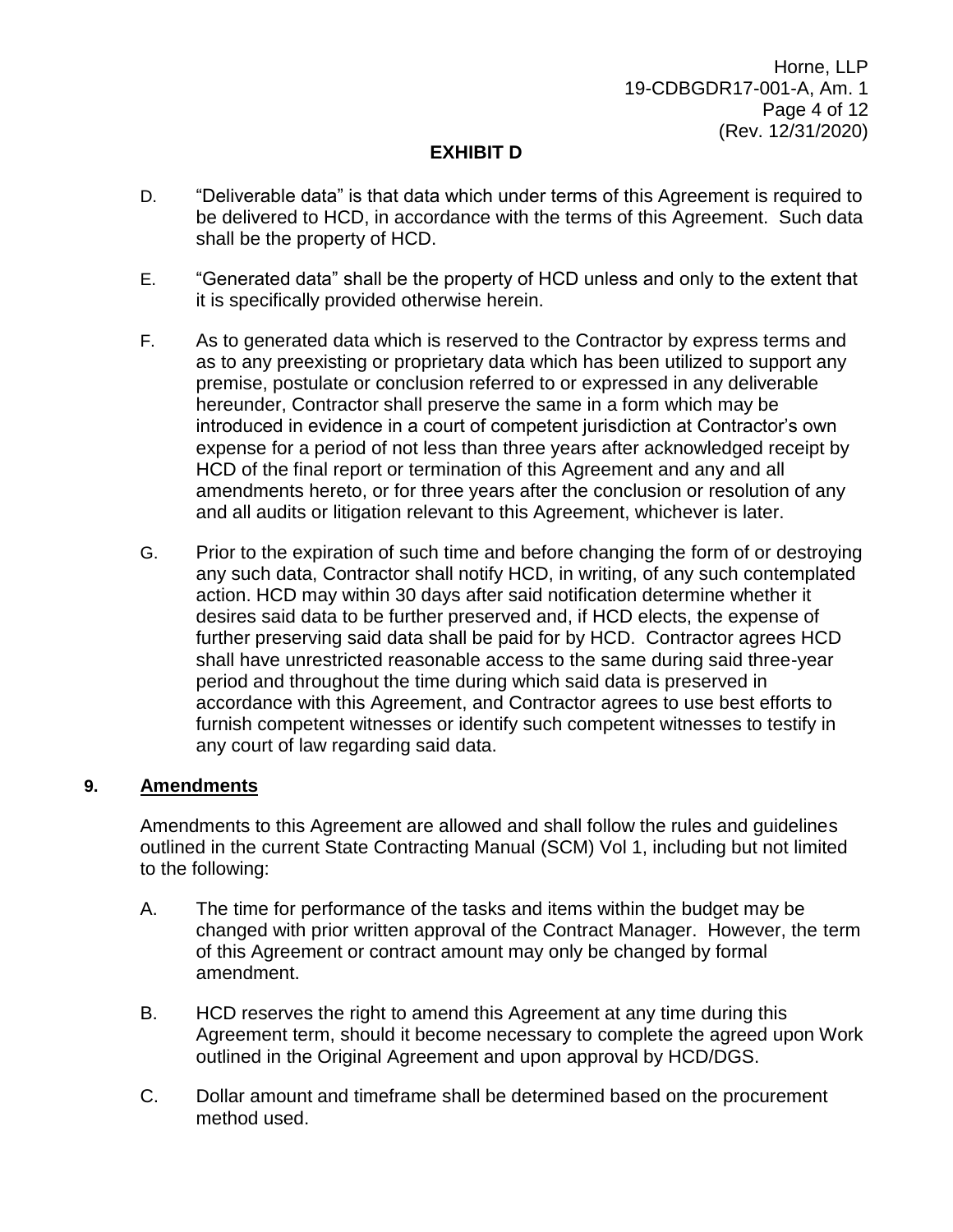## EXHIBIT D

D. "Deliverable data" is that data which under terms of this Agreement is required to be delivered to HCD, in accordance with the terms of this Agreement. Such data shall be the property of HCD.

E. "Generated data" shall be the property of HCD unless and only to the extent that it is specifically provided otherwise herein.

F. As to generated data which is reserved to the Contractor by express terms and as to any preexisting or proprietary data which has been utilized to support any premise, postulate or conclusion referred to or expressed in any deliverable hereunder, Contractor shall preserve the same in a form which may be introduced in evidence in a court of competent jurisdiction at Contractor's own expense for a period of not less than three years after acknowledged receipt by HCD of the final report or termination of this Agreement and any and all amendments hereto, or for three years after the conclusion or resolution of any and all audits or litigation relevant to this Agreement, whichever is later.

G. Prior to the expiration of such time and before changing the form of or destroying any such data, Contractor shall notify HCD, in writing, of any such contemplated action. HCD may within 30 days after said notification determine whether it desires said data to be further preserved and, if HCD elects, the expense of further preserving said data shall be paid for by HCD. Contractor agrees HCD shall have unrestricted reasonable access to the same during said three-year period and throughout the time during which said data is preserved in accordance with this Agreement, and Contractor agrees to use best efforts to furnish competent witnesses or identify such competent witnesses to testify in any court of law regarding said data.

### 9. Amendments

Amendments to this Agreement are allowed and shall follow the rules and guidelines outlined in the current State Contracting Manual (SCM) Vol 1, including but not limited to the following:

A. The time for performance of the tasks and items within the budget may be changed with prior written approval of the Contract Manager. However, the term of this Agreement or contract amount may only be changed by formal amendment.

B. HCD reserves the right to amend this Agreement at any time during this Agreement term, should it become necessary to complete the agreed upon Work outlined in the Original Agreement and upon approval by HCD/DGS.

C. Dollar amount and timeframe shall be determined based on the procurement method used.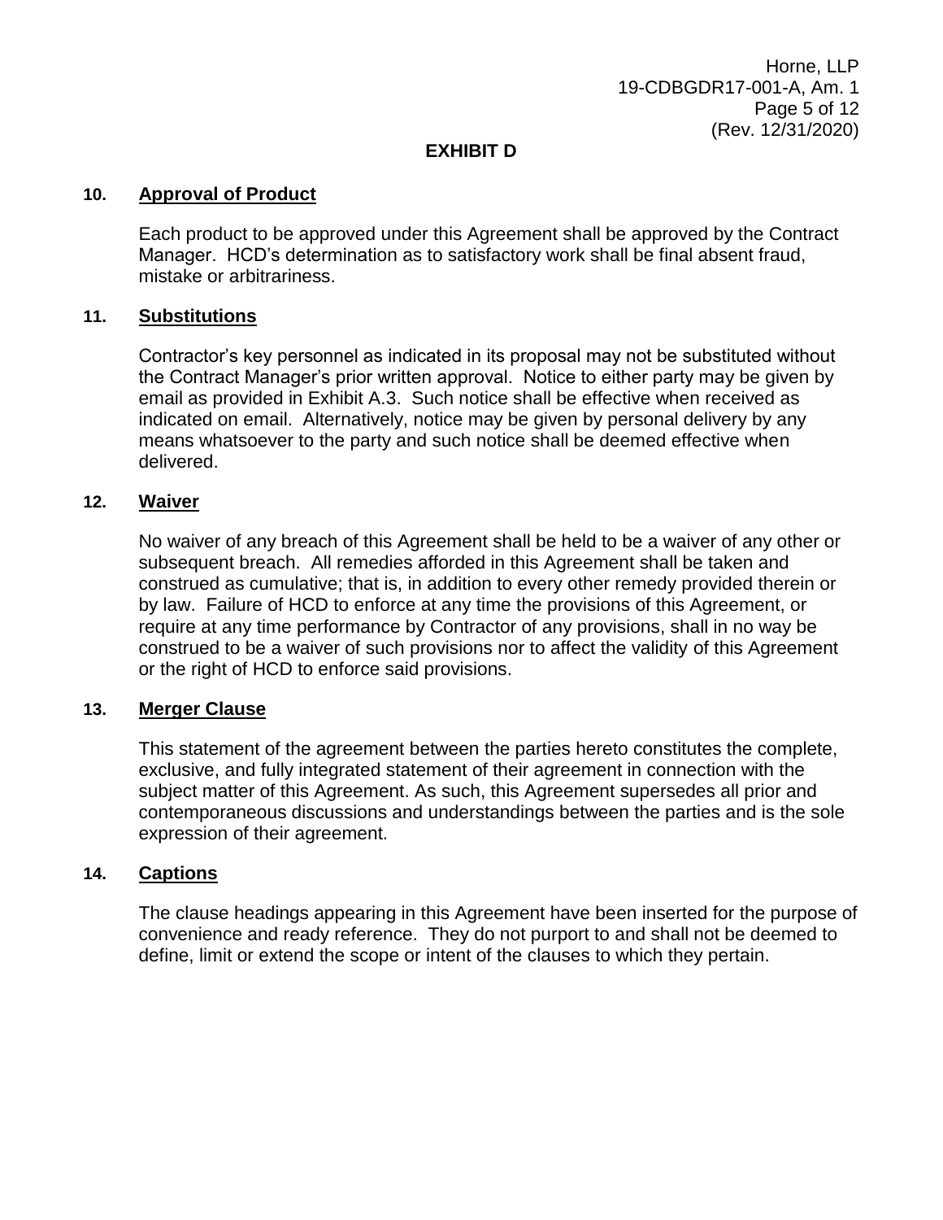## EXHIBIT D

### 10. Approval of Product

Each product to be approved under this Agreement shall be approved by the Contract Manager. HCD's determination as to satisfactory work shall be final absent fraud, mistake or arbitrariness.

### 11. Substitutions

Contractor's key personnel as indicated in its proposal may not be substituted without the Contract Manager's prior written approval. Notice to either party may be given by email as provided in Exhibit A.3. Such notice shall be effective when received as indicated on email. Alternatively, notice may be given by personal delivery by any means whatsoever to the party and such notice shall be deemed effective when delivered.

### 12. Waiver

No waiver of any breach of this Agreement shall be held to be a waiver of any other or subsequent breach. All remedies afforded in this Agreement shall be taken and construed as cumulative; that is, in addition to every other remedy provided therein or by law. Failure of HCD to enforce at any time the provisions of this Agreement, or require at any time performance by Contractor of any provisions, shall in no way be construed to be a waiver of such provisions nor to affect the validity of this Agreement or the right of HCD to enforce said provisions.

### 13. Merger Clause

This statement of the agreement between the parties hereto constitutes the complete, exclusive, and fully integrated statement of their agreement in connection with the subject matter of this Agreement. As such, this Agreement supersedes all prior and contemporaneous discussions and understandings between the parties and is the sole expression of their agreement.

### 14. Captions

The clause headings appearing in this Agreement have been inserted for the purpose of convenience and ready reference. They do not purport to and shall not be deemed to define, limit or extend the scope or intent of the clauses to which they pertain.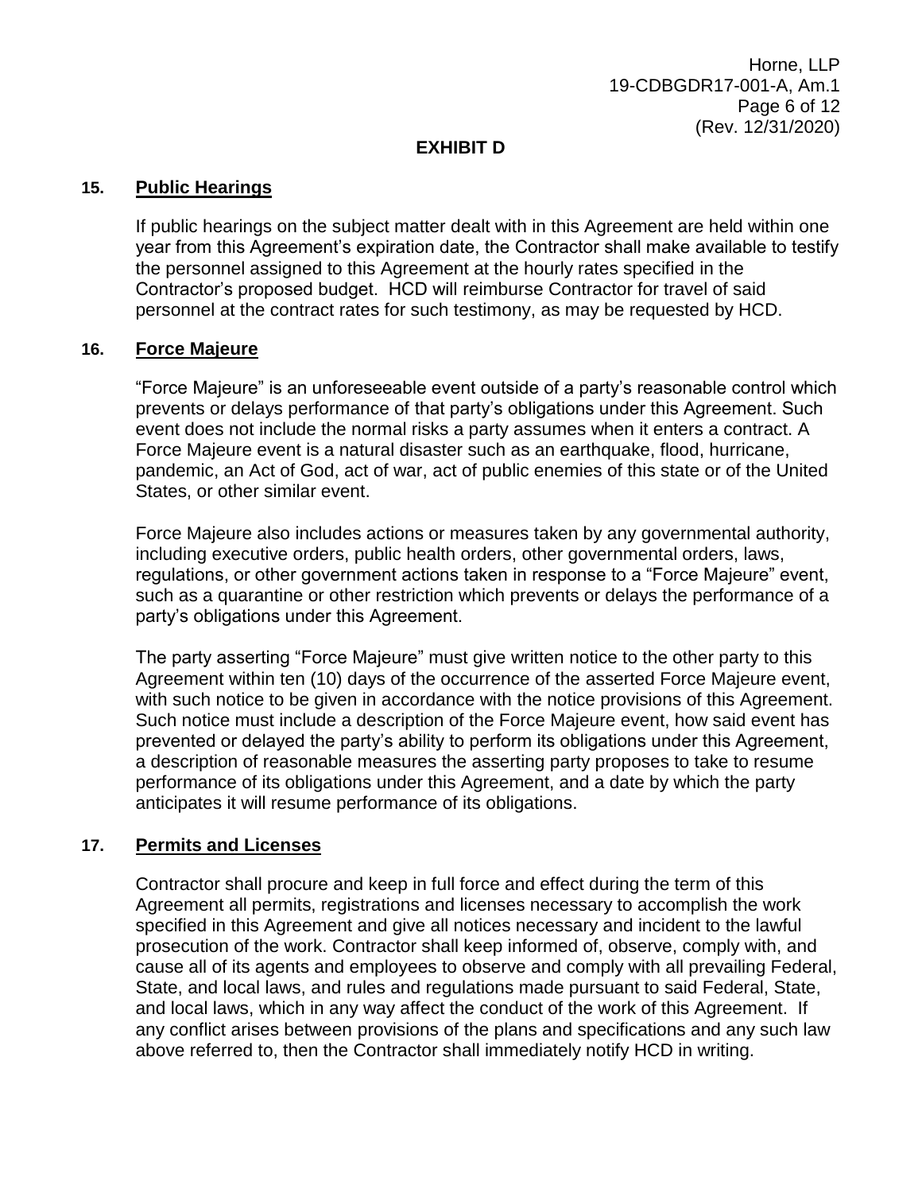## EXHIBIT D

### 15. Public Hearings

If public hearings on the subject matter dealt with in this Agreement are held within one year from this Agreement's expiration date, the Contractor shall make available to testify the personnel assigned to this Agreement at the hourly rates specified in the Contractor's proposed budget. HCD will reimburse Contractor for travel of said personnel at the contract rates for such testimony, as may be requested by HCD.

### 16. Force Majeure

"Force Majeure" is an unforeseeable event outside of a party's reasonable control which prevents or delays performance of that party's obligations under this Agreement. Such event does not include the normal risks a party assumes when it enters a contract. A Force Majeure event is a natural disaster such as an earthquake, flood, hurricane, pandemic, an Act of God, act of war, act of public enemies of this state or of the United States, or other similar event.

Force Majeure also includes actions or measures taken by any governmental authority, including executive orders, public health orders, other governmental orders, laws, regulations, or other government actions taken in response to a "Force Majeure" event, such as a quarantine or other restriction which prevents or delays the performance of a party's obligations under this Agreement.

The party asserting "Force Majeure" must give written notice to the other party to this Agreement within ten (10) days of the occurrence of the asserted Force Majeure event, with such notice to be given in accordance with the notice provisions of this Agreement. Such notice must include a description of the Force Majeure event, how said event has prevented or delayed the party's ability to perform its obligations under this Agreement, a description of reasonable measures the asserting party proposes to take to resume performance of its obligations under this Agreement, and a date by which the party anticipates it will resume performance of its obligations.

### 17. Permits and Licenses

Contractor shall procure and keep in full force and effect during the term of this Agreement all permits, registrations and licenses necessary to accomplish the work specified in this Agreement and give all notices necessary and incident to the lawful prosecution of the work. Contractor shall keep informed of, observe, comply with, and cause all of its agents and employees to observe and comply with all prevailing Federal, State, and local laws, and rules and regulations made pursuant to said Federal, State, and local laws, which in any way affect the conduct of the work of this Agreement. If any conflict arises between provisions of the plans and specifications and any such law above referred to, then the Contractor shall immediately notify HCD in writing.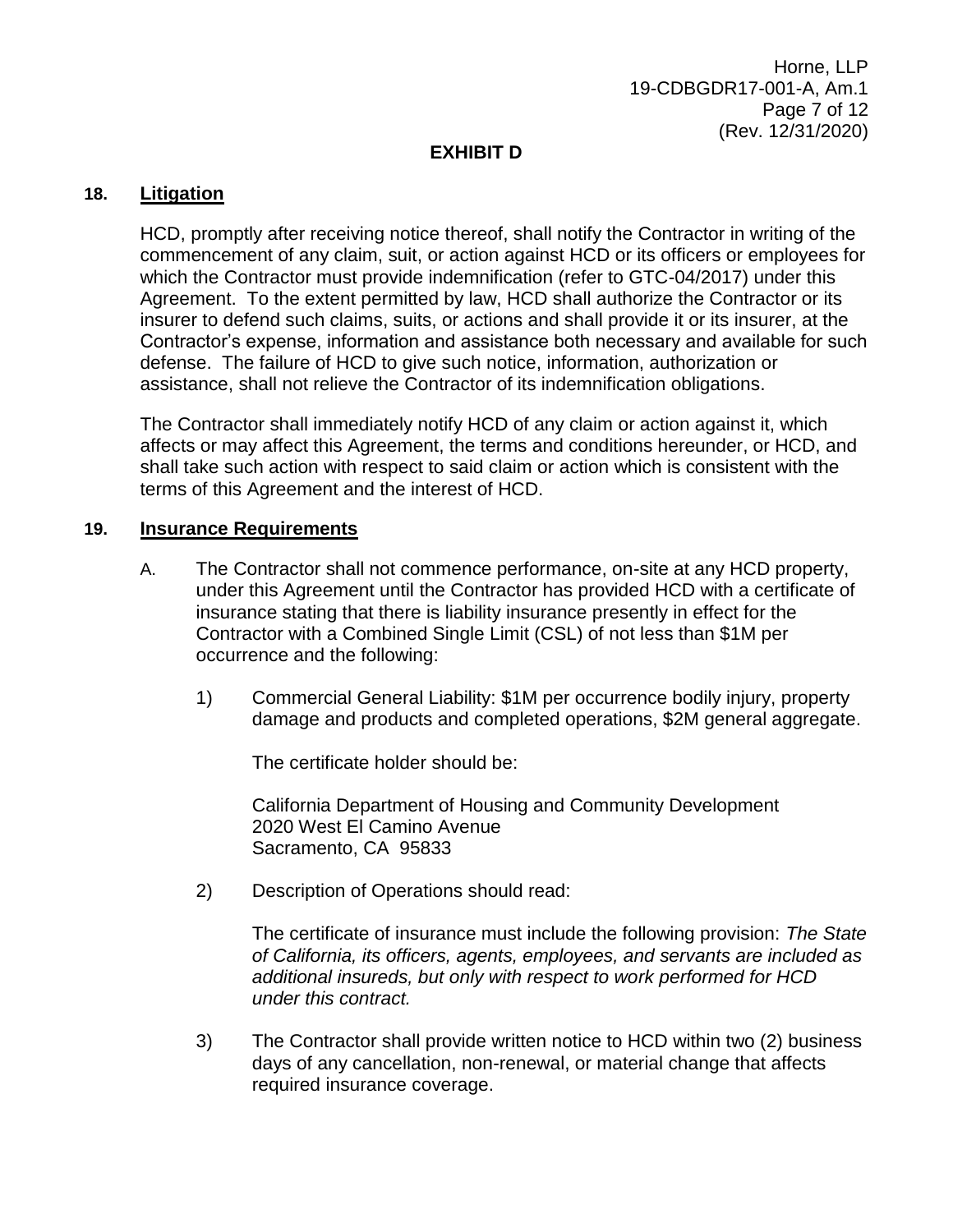## EXHIBIT D

### 18. Litigation

HCD, promptly after receiving notice thereof, shall notify the Contractor in writing of the commencement of any claim, suit, or action against HCD or its officers or employees for which the Contractor must provide indemnification (refer to GTC-04/2017) under this Agreement. To the extent permitted by law, HCD shall authorize the Contractor or its insurer to defend such claims, suits, or actions and shall provide it or its insurer, at the Contractor's expense, information and assistance both necessary and available for such defense. The failure of HCD to give such notice, information, authorization or assistance, shall not relieve the Contractor of its indemnification obligations.

The Contractor shall immediately notify HCD of any claim or action against it, which affects or may affect this Agreement, the terms and conditions hereunder, or HCD, and shall take such action with respect to said claim or action which is consistent with the terms of this Agreement and the interest of HCD.

### 19. Insurance Requirements

A. The Contractor shall not commence performance, on-site at any HCD property, under this Agreement until the Contractor has provided HCD with a certificate of insurance stating that there is liability insurance presently in effect for the Contractor with a Combined Single Limit (CSL) of not less than $1M per occurrence and the following:

1) Commercial General Liability: $1M per occurrence bodily injury, property damage and products and completed operations, $2M general aggregate.

   The certificate holder should be:

   California Department of Housing and Community Development
   2020 West El Camino Avenue
   Sacramento, CA 95833

2) Description of Operations should read:

   The certificate of insurance must include the following provision: *The State of California, its officers, agents, employees, and servants are included as additional insureds, but only with respect to work performed for HCD under this contract.*

3) The Contractor shall provide written notice to HCD within two (2) business days of any cancellation, non-renewal, or material change that affects required insurance coverage.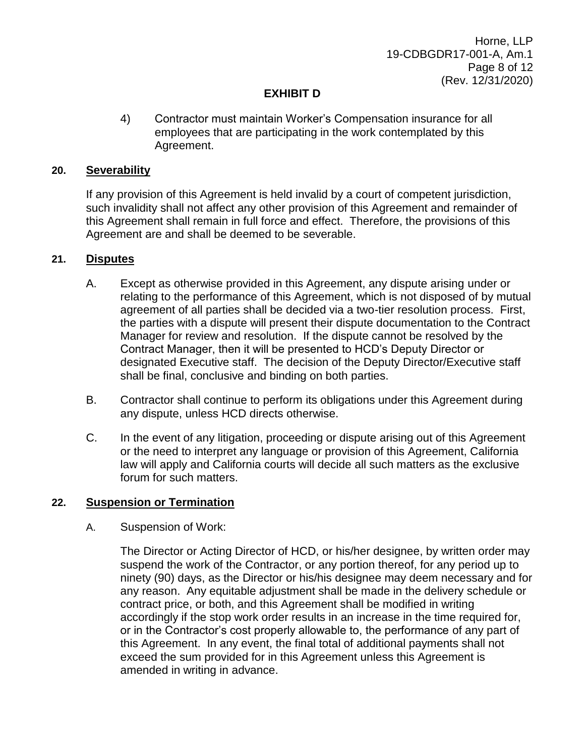**EXHIBIT D**

4) Contractor must maintain Worker's Compensation insurance for all employees that are participating in the work contemplated by this Agreement.

**20. Severability**

If any provision of this Agreement is held invalid by a court of competent jurisdiction, such invalidity shall not affect any other provision of this Agreement and remainder of this Agreement shall remain in full force and effect. Therefore, the provisions of this Agreement are and shall be deemed to be severable.

**21. Disputes**

A. Except as otherwise provided in this Agreement, any dispute arising under or relating to the performance of this Agreement, which is not disposed of by mutual agreement of all parties shall be decided via a two-tier resolution process. First, the parties with a dispute will present their dispute documentation to the Contract Manager for review and resolution. If the dispute cannot be resolved by the Contract Manager, then it will be presented to HCD's Deputy Director or designated Executive staff. The decision of the Deputy Director/Executive staff shall be final, conclusive and binding on both parties.

B. Contractor shall continue to perform its obligations under this Agreement during any dispute, unless HCD directs otherwise.

C. In the event of any litigation, proceeding or dispute arising out of this Agreement or the need to interpret any language or provision of this Agreement, California law will apply and California courts will decide all such matters as the exclusive forum for such matters.

**22. Suspension or Termination**

A. Suspension of Work:

The Director or Acting Director of HCD, or his/her designee, by written order may suspend the work of the Contractor, or any portion thereof, for any period up to ninety (90) days, as the Director or his/his designee may deem necessary and for any reason. Any equitable adjustment shall be made in the delivery schedule or contract price, or both, and this Agreement shall be modified in writing accordingly if the stop work order results in an increase in the time required for, or in the Contractor's cost properly allowable to, the performance of any part of this Agreement. In any event, the final total of additional payments shall not exceed the sum provided for in this Agreement unless this Agreement is amended in writing in advance.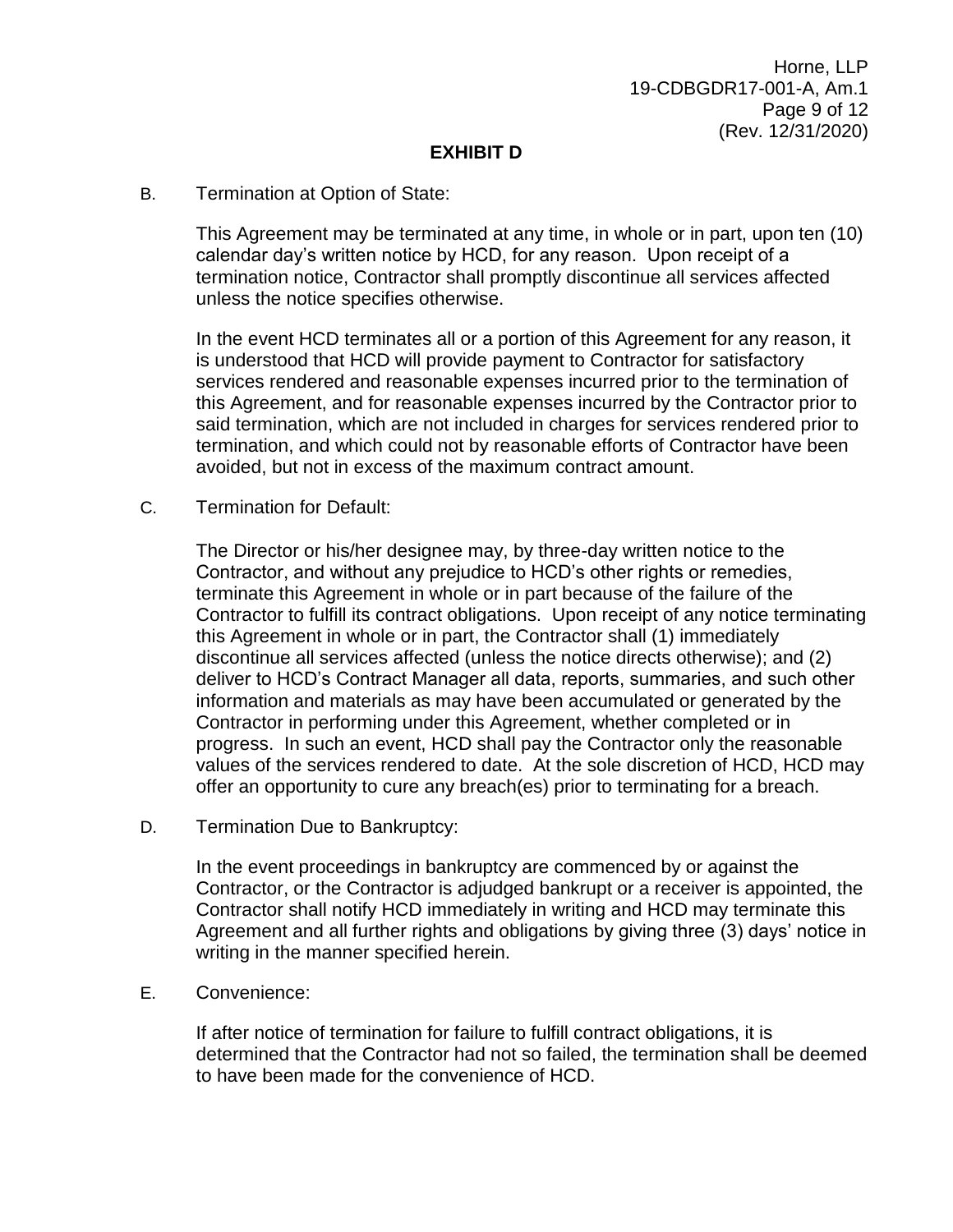**EXHIBIT D**

B. Termination at Option of State:

This Agreement may be terminated at any time, in whole or in part, upon ten (10) calendar day's written notice by HCD, for any reason. Upon receipt of a termination notice, Contractor shall promptly discontinue all services affected unless the notice specifies otherwise.

In the event HCD terminates all or a portion of this Agreement for any reason, it is understood that HCD will provide payment to Contractor for satisfactory services rendered and reasonable expenses incurred prior to the termination of this Agreement, and for reasonable expenses incurred by the Contractor prior to said termination, which are not included in charges for services rendered prior to termination, and which could not by reasonable efforts of Contractor have been avoided, but not in excess of the maximum contract amount.

C. Termination for Default:

The Director or his/her designee may, by three-day written notice to the Contractor, and without any prejudice to HCD's other rights or remedies, terminate this Agreement in whole or in part because of the failure of the Contractor to fulfill its contract obligations. Upon receipt of any notice terminating this Agreement in whole or in part, the Contractor shall (1) immediately discontinue all services affected (unless the notice directs otherwise); and (2) deliver to HCD's Contract Manager all data, reports, summaries, and such other information and materials as may have been accumulated or generated by the Contractor in performing under this Agreement, whether completed or in progress. In such an event, HCD shall pay the Contractor only the reasonable values of the services rendered to date. At the sole discretion of HCD, HCD may offer an opportunity to cure any breach(es) prior to terminating for a breach.

D. Termination Due to Bankruptcy:

In the event proceedings in bankruptcy are commenced by or against the Contractor, or the Contractor is adjudged bankrupt or a receiver is appointed, the Contractor shall notify HCD immediately in writing and HCD may terminate this Agreement and all further rights and obligations by giving three (3) days' notice in writing in the manner specified herein.

E. Convenience:

If after notice of termination for failure to fulfill contract obligations, it is determined that the Contractor had not so failed, the termination shall be deemed to have been made for the convenience of HCD.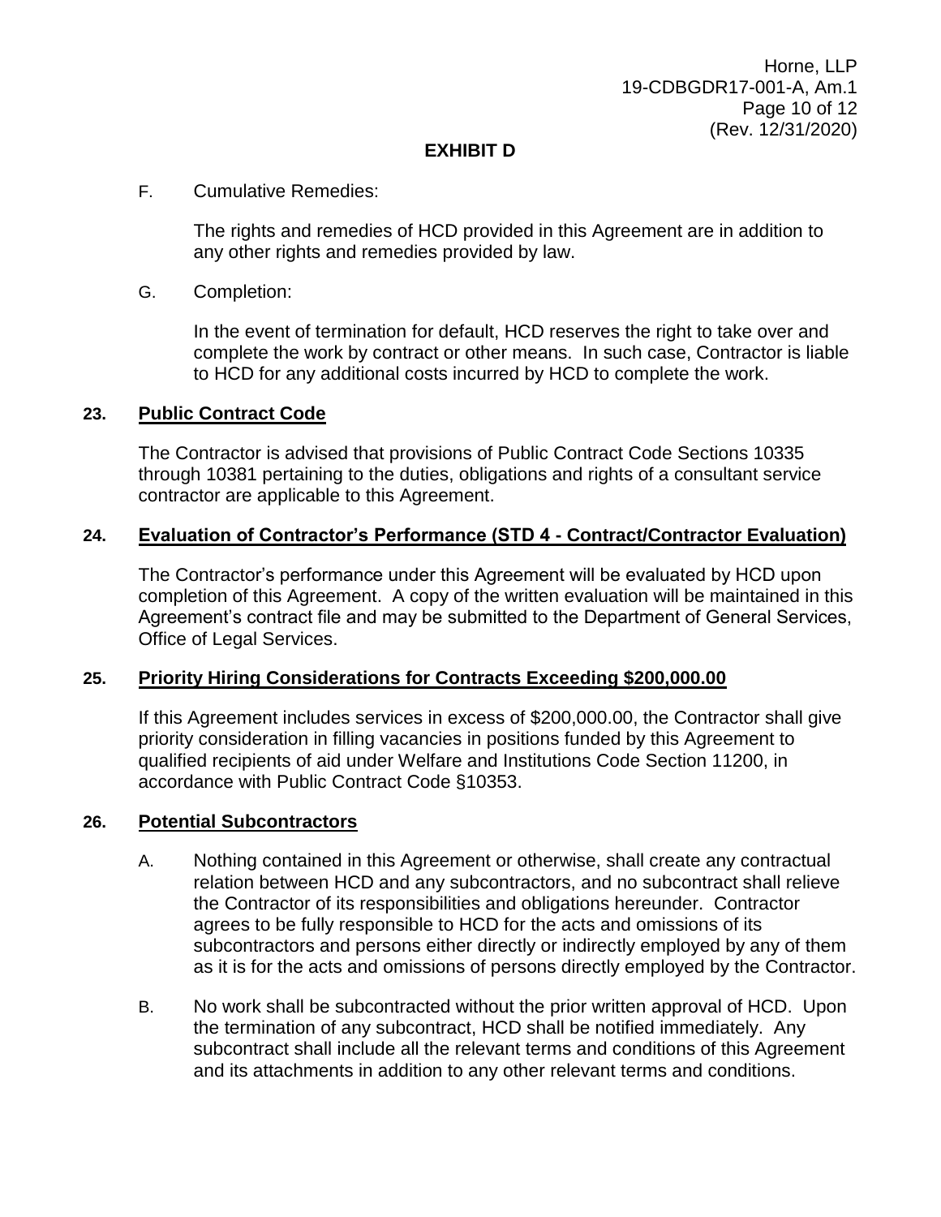## EXHIBIT D

F. Cumulative Remedies:

The rights and remedies of HCD provided in this Agreement are in addition to any other rights and remedies provided by law.

G. Completion:

In the event of termination for default, HCD reserves the right to take over and complete the work by contract or other means. In such case, Contractor is liable to HCD for any additional costs incurred by HCD to complete the work.

### 23. Public Contract Code

The Contractor is advised that provisions of Public Contract Code Sections 10335 through 10381 pertaining to the duties, obligations and rights of a consultant service contractor are applicable to this Agreement.

### 24. Evaluation of Contractor's Performance (STD 4 - Contract/Contractor Evaluation)

The Contractor's performance under this Agreement will be evaluated by HCD upon completion of this Agreement. A copy of the written evaluation will be maintained in this Agreement's contract file and may be submitted to the Department of General Services, Office of Legal Services.

### 25. Priority Hiring Considerations for Contracts Exceeding $200,000.00

If this Agreement includes services in excess of $200,000.00, the Contractor shall give priority consideration in filling vacancies in positions funded by this Agreement to qualified recipients of aid under Welfare and Institutions Code Section 11200, in accordance with Public Contract Code §10353.

### 26. Potential Subcontractors

A. Nothing contained in this Agreement or otherwise, shall create any contractual relation between HCD and any subcontractors, and no subcontract shall relieve the Contractor of its responsibilities and obligations hereunder. Contractor agrees to be fully responsible to HCD for the acts and omissions of its subcontractors and persons either directly or indirectly employed by any of them as it is for the acts and omissions of persons directly employed by the Contractor.

B. No work shall be subcontracted without the prior written approval of HCD. Upon the termination of any subcontract, HCD shall be notified immediately. Any subcontract shall include all the relevant terms and conditions of this Agreement and its attachments in addition to any other relevant terms and conditions.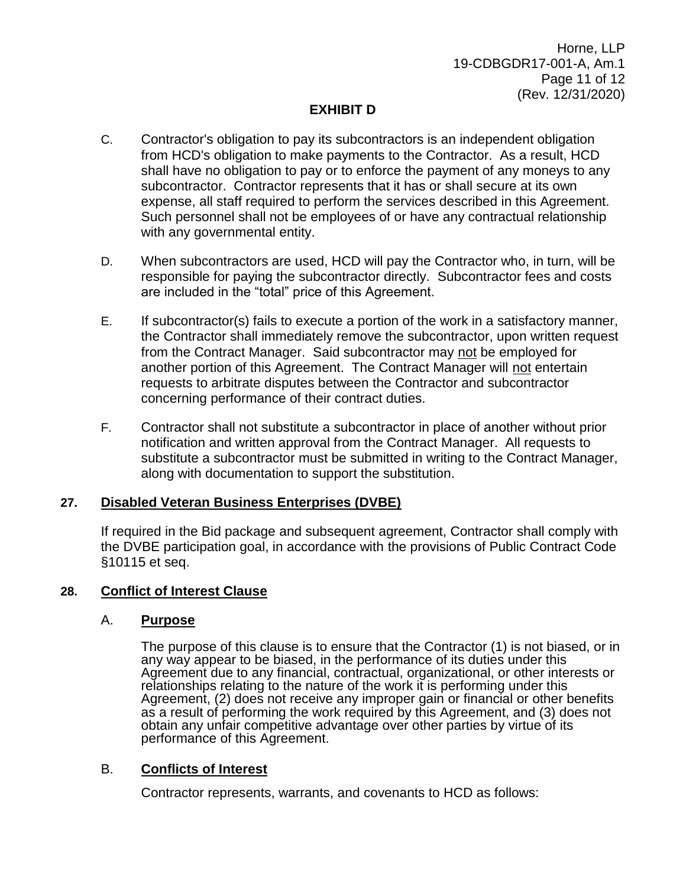**EXHIBIT D**

C. Contractor's obligation to pay its subcontractors is an independent obligation from HCD's obligation to make payments to the Contractor. As a result, HCD shall have no obligation to pay or to enforce the payment of any moneys to any subcontractor. Contractor represents that it has or shall secure at its own expense, all staff required to perform the services described in this Agreement. Such personnel shall not be employees of or have any contractual relationship with any governmental entity.

D. When subcontractors are used, HCD will pay the Contractor who, in turn, will be responsible for paying the subcontractor directly. Subcontractor fees and costs are included in the "total" price of this Agreement.

E. If subcontractor(s) fails to execute a portion of the work in a satisfactory manner, the Contractor shall immediately remove the subcontractor, upon written request from the Contract Manager. Said subcontractor may not be employed for another portion of this Agreement. The Contract Manager will not entertain requests to arbitrate disputes between the Contractor and subcontractor concerning performance of their contract duties.

F. Contractor shall not substitute a subcontractor in place of another without prior notification and written approval from the Contract Manager. All requests to substitute a subcontractor must be submitted in writing to the Contract Manager, along with documentation to support the substitution.

**27. Disabled Veteran Business Enterprises (DVBE)**

If required in the Bid package and subsequent agreement, Contractor shall comply with the DVBE participation goal, in accordance with the provisions of Public Contract Code §10115 et seq.

**28. Conflict of Interest Clause**

A. **Purpose**

The purpose of this clause is to ensure that the Contractor (1) is not biased, or in any way appear to be biased, in the performance of its duties under this Agreement due to any financial, contractual, organizational, or other interests or relationships relating to the nature of the work it is performing under this Agreement, (2) does not receive any improper gain or financial or other benefits as a result of performing the work required by this Agreement, and (3) does not obtain any unfair competitive advantage over other parties by virtue of its performance of this Agreement.

B. **Conflicts of Interest**

Contractor represents, warrants, and covenants to HCD as follows: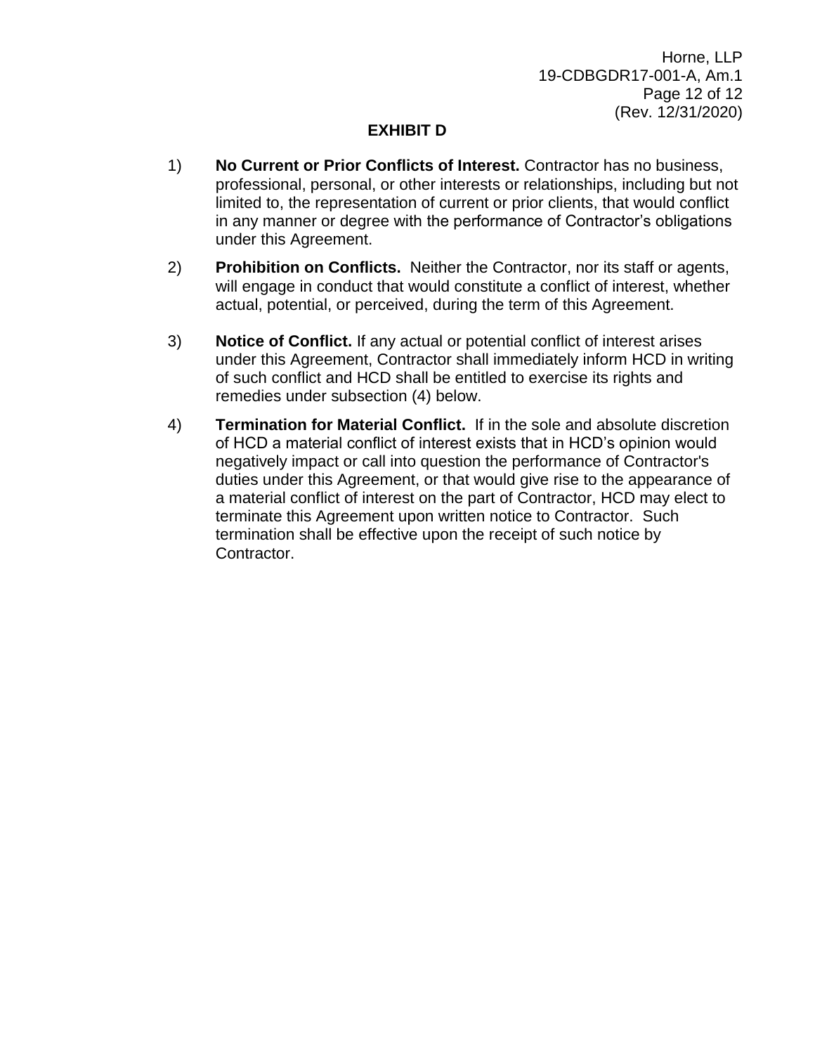## EXHIBIT D

1) **No Current or Prior Conflicts of Interest.** Contractor has no business, professional, personal, or other interests or relationships, including but not limited to, the representation of current or prior clients, that would conflict in any manner or degree with the performance of Contractor's obligations under this Agreement.

2) **Prohibition on Conflicts.** Neither the Contractor, nor its staff or agents, will engage in conduct that would constitute a conflict of interest, whether actual, potential, or perceived, during the term of this Agreement.

3) **Notice of Conflict.** If any actual or potential conflict of interest arises under this Agreement, Contractor shall immediately inform HCD in writing of such conflict and HCD shall be entitled to exercise its rights and remedies under subsection (4) below.

4) **Termination for Material Conflict.** If in the sole and absolute discretion of HCD a material conflict of interest exists that in HCD's opinion would negatively impact or call into question the performance of Contractor's duties under this Agreement, or that would give rise to the appearance of a material conflict of interest on the part of Contractor, HCD may elect to terminate this Agreement upon written notice to Contractor. Such termination shall be effective upon the receipt of such notice by Contractor.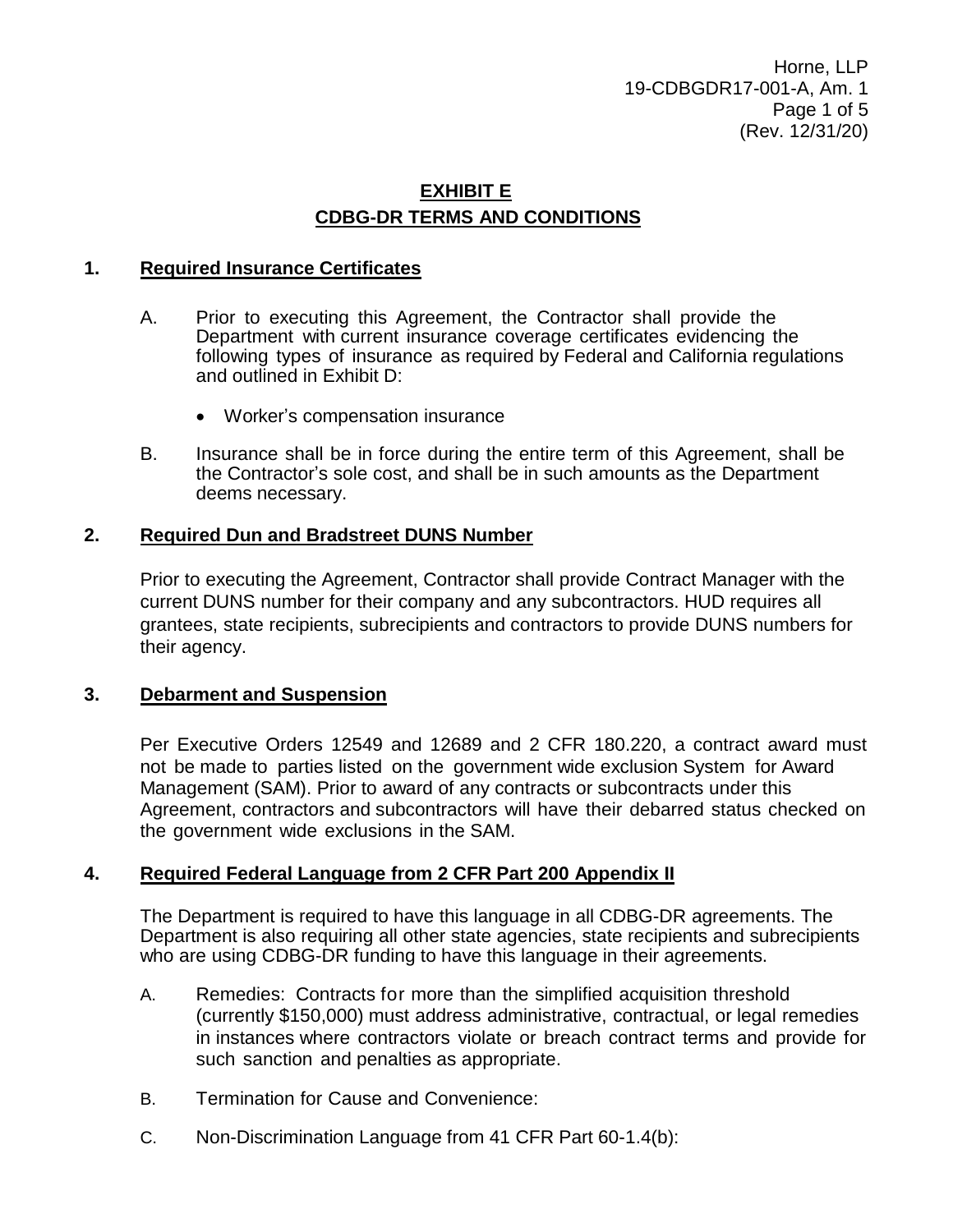# EXHIBIT E

## CDBG-DR TERMS AND CONDITIONS

### 1. Required Insurance Certificates

A. Prior to executing this Agreement, the Contractor shall provide the Department with current insurance coverage certificates evidencing the following types of insurance as required by Federal and California regulations and outlined in Exhibit D:

- Worker's compensation insurance

B. Insurance shall be in force during the entire term of this Agreement, shall be the Contractor's sole cost, and shall be in such amounts as the Department deems necessary.

### 2. Required Dun and Bradstreet DUNS Number

Prior to executing the Agreement, Contractor shall provide Contract Manager with the current DUNS number for their company and any subcontractors. HUD requires all grantees, state recipients, subrecipients and contractors to provide DUNS numbers for their agency.

### 3. Debarment and Suspension

Per Executive Orders 12549 and 12689 and 2 CFR 180.220, a contract award must not be made to parties listed on the government wide exclusion System for Award Management (SAM). Prior to award of any contracts or subcontracts under this Agreement, contractors and subcontractors will have their debarred status checked on the government wide exclusions in the SAM.

### 4. Required Federal Language from 2 CFR Part 200 Appendix II

The Department is required to have this language in all CDBG-DR agreements. The Department is also requiring all other state agencies, state recipients and subrecipients who are using CDBG-DR funding to have this language in their agreements.

A. Remedies: Contracts for more than the simplified acquisition threshold (currently $150,000) must address administrative, contractual, or legal remedies in instances where contractors violate or breach contract terms and provide for such sanction and penalties as appropriate.

B. Termination for Cause and Convenience:

C. Non-Discrimination Language from 41 CFR Part 60-1.4(b):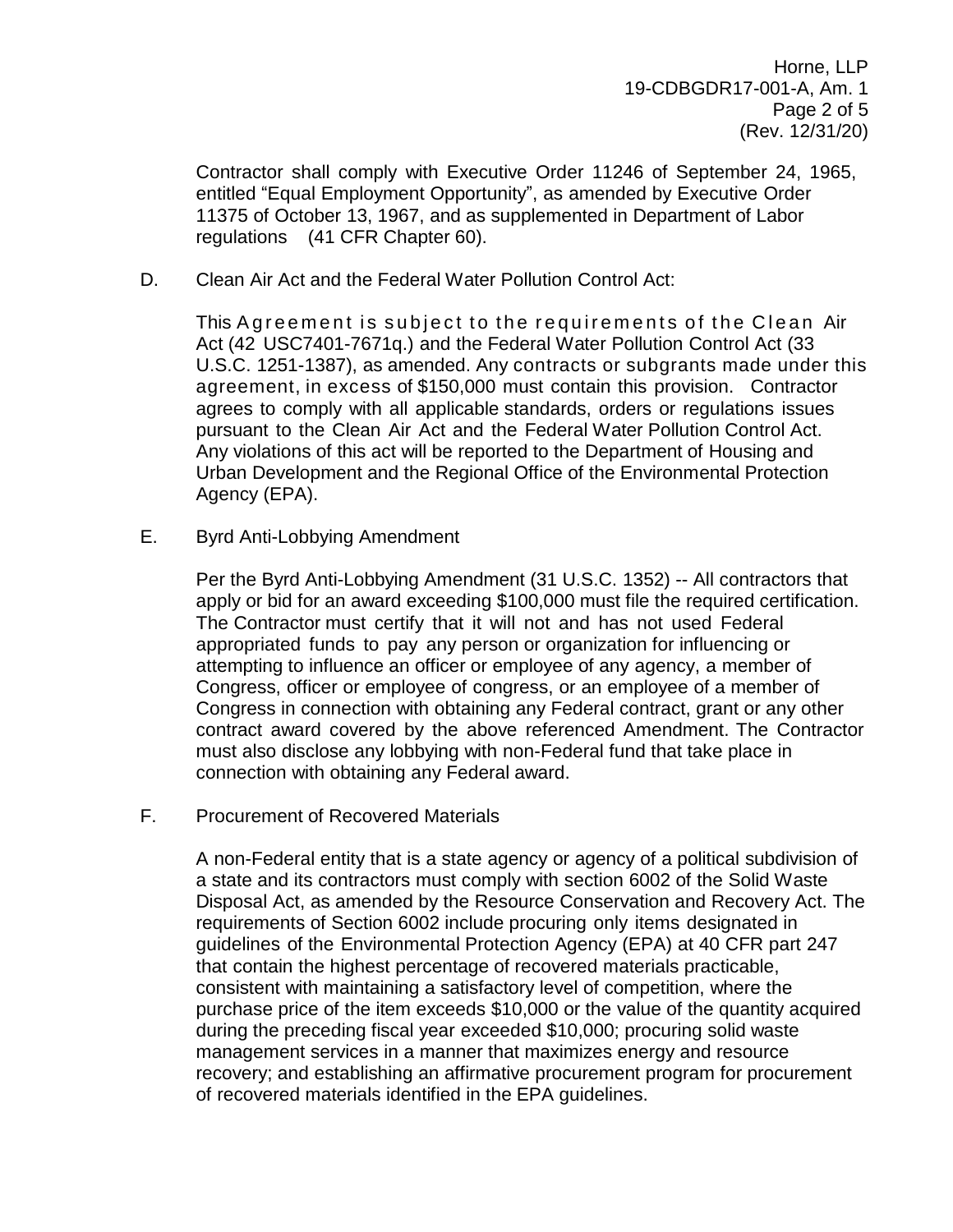Contractor shall comply with Executive Order 11246 of September 24, 1965, entitled "Equal Employment Opportunity", as amended by Executive Order 11375 of October 13, 1967, and as supplemented in Department of Labor regulations (41 CFR Chapter 60).

D. Clean Air Act and the Federal Water Pollution Control Act:

This Agreement is subject to the requirements of the Clean Air Act (42 USC7401-7671q.) and the Federal Water Pollution Control Act (33 U.S.C. 1251-1387), as amended. Any contracts or subgrants made under this agreement, in excess of $150,000 must contain this provision. Contractor agrees to comply with all applicable standards, orders or regulations issues pursuant to the Clean Air Act and the Federal Water Pollution Control Act. Any violations of this act will be reported to the Department of Housing and Urban Development and the Regional Office of the Environmental Protection Agency (EPA).

E. Byrd Anti-Lobbying Amendment

Per the Byrd Anti-Lobbying Amendment (31 U.S.C. 1352) -- All contractors that apply or bid for an award exceeding $100,000 must file the required certification. The Contractor must certify that it will not and has not used Federal appropriated funds to pay any person or organization for influencing or attempting to influence an officer or employee of any agency, a member of Congress, officer or employee of congress, or an employee of a member of Congress in connection with obtaining any Federal contract, grant or any other contract award covered by the above referenced Amendment. The Contractor must also disclose any lobbying with non-Federal fund that take place in connection with obtaining any Federal award.

F. Procurement of Recovered Materials

A non-Federal entity that is a state agency or agency of a political subdivision of a state and its contractors must comply with section 6002 of the Solid Waste Disposal Act, as amended by the Resource Conservation and Recovery Act. The requirements of Section 6002 include procuring only items designated in guidelines of the Environmental Protection Agency (EPA) at 40 CFR part 247 that contain the highest percentage of recovered materials practicable, consistent with maintaining a satisfactory level of competition, where the purchase price of the item exceeds $10,000 or the value of the quantity acquired during the preceding fiscal year exceeded $10,000; procuring solid waste management services in a manner that maximizes energy and resource recovery; and establishing an affirmative procurement program for procurement of recovered materials identified in the EPA guidelines.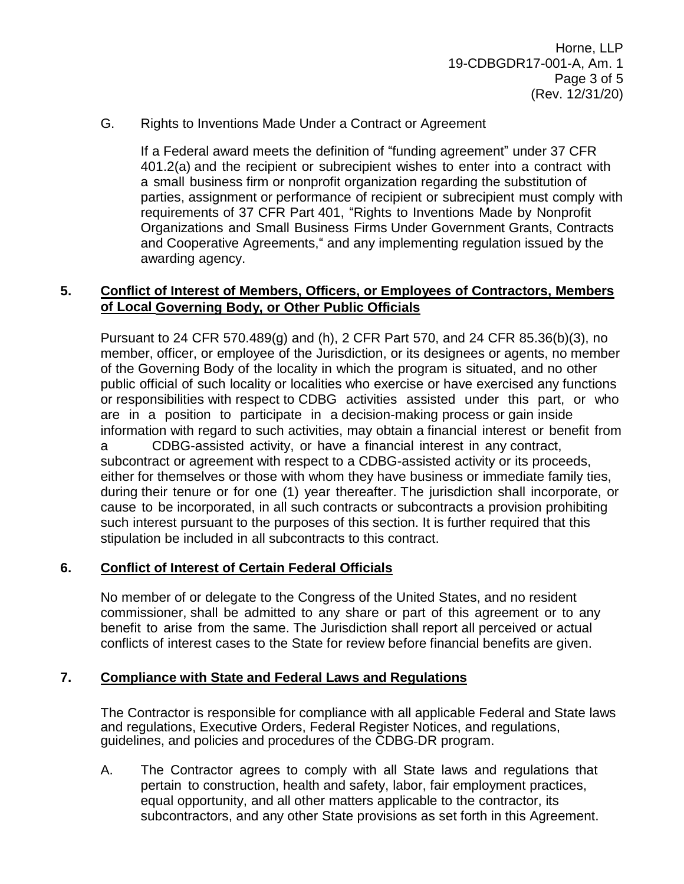G. Rights to Inventions Made Under a Contract or Agreement

If a Federal award meets the definition of "funding agreement" under 37 CFR 401.2(a) and the recipient or subrecipient wishes to enter into a contract with a small business firm or nonprofit organization regarding the substitution of parties, assignment or performance of recipient or subrecipient must comply with requirements of 37 CFR Part 401, "Rights to Inventions Made by Nonprofit Organizations and Small Business Firms Under Government Grants, Contracts and Cooperative Agreements," and any implementing regulation issued by the awarding agency.

**5. Conflict of Interest of Members, Officers, or Employees of Contractors, Members of Local Governing Body, or Other Public Officials**

Pursuant to 24 CFR 570.489(g) and (h), 2 CFR Part 570, and 24 CFR 85.36(b)(3), no member, officer, or employee of the Jurisdiction, or its designees or agents, no member of the Governing Body of the locality in which the program is situated, and no other public official of such locality or localities who exercise or have exercised any functions or responsibilities with respect to CDBG activities assisted under this part, or who are in a position to participate in a decision-making process or gain inside information with regard to such activities, may obtain a financial interest or benefit from a CDBG-assisted activity, or have a financial interest in any contract, subcontract or agreement with respect to a CDBG-assisted activity or its proceeds, either for themselves or those with whom they have business or immediate family ties, during their tenure or for one (1) year thereafter. The jurisdiction shall incorporate, or cause to be incorporated, in all such contracts or subcontracts a provision prohibiting such interest pursuant to the purposes of this section. It is further required that this stipulation be included in all subcontracts to this contract.

**6. Conflict of Interest of Certain Federal Officials**

No member of or delegate to the Congress of the United States, and no resident commissioner, shall be admitted to any share or part of this agreement or to any benefit to arise from the same. The Jurisdiction shall report all perceived or actual conflicts of interest cases to the State for review before financial benefits are given.

**7. Compliance with State and Federal Laws and Regulations**

The Contractor is responsible for compliance with all applicable Federal and State laws and regulations, Executive Orders, Federal Register Notices, and regulations, guidelines, and policies and procedures of the CDBG-DR program.

A. The Contractor agrees to comply with all State laws and regulations that pertain to construction, health and safety, labor, fair employment practices, equal opportunity, and all other matters applicable to the contractor, its subcontractors, and any other State provisions as set forth in this Agreement.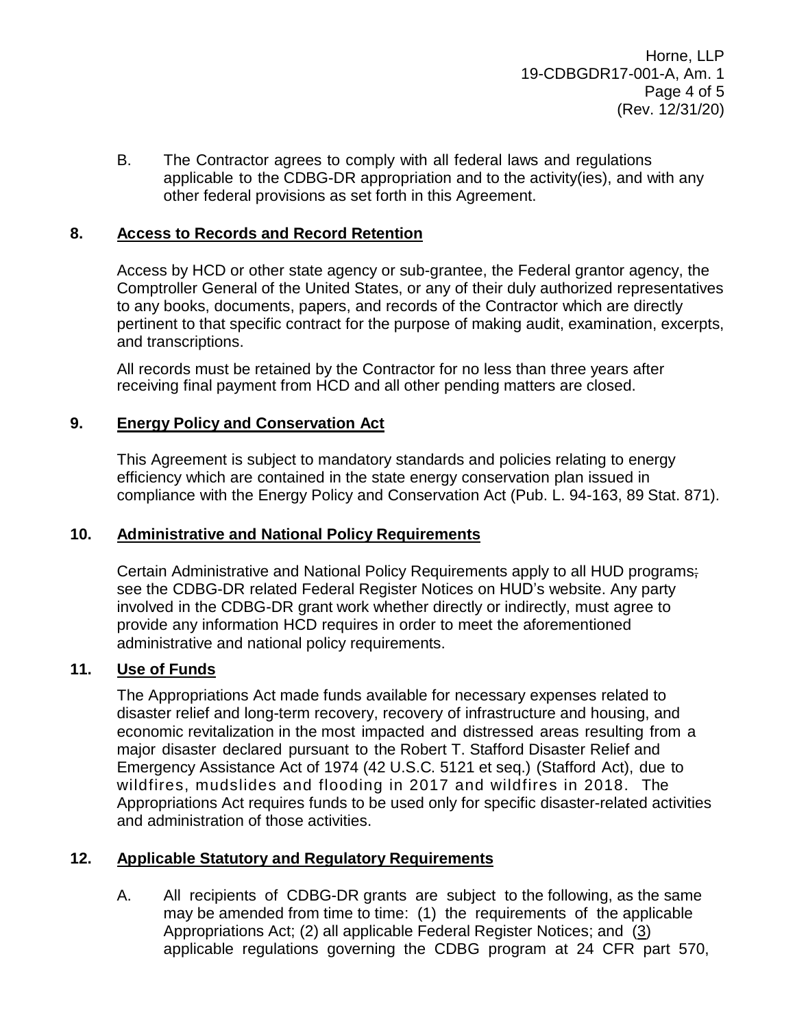B. The Contractor agrees to comply with all federal laws and regulations applicable to the CDBG-DR appropriation and to the activity(ies), and with any other federal provisions as set forth in this Agreement.

## 8. Access to Records and Record Retention

Access by HCD or other state agency or sub-grantee, the Federal grantor agency, the Comptroller General of the United States, or any of their duly authorized representatives to any books, documents, papers, and records of the Contractor which are directly pertinent to that specific contract for the purpose of making audit, examination, excerpts, and transcriptions.

All records must be retained by the Contractor for no less than three years after receiving final payment from HCD and all other pending matters are closed.

## 9. Energy Policy and Conservation Act

This Agreement is subject to mandatory standards and policies relating to energy efficiency which are contained in the state energy conservation plan issued in compliance with the Energy Policy and Conservation Act (Pub. L. 94-163, 89 Stat. 871).

## 10. Administrative and National Policy Requirements

Certain Administrative and National Policy Requirements apply to all HUD programs; see the CDBG-DR related Federal Register Notices on HUD's website. Any party involved in the CDBG-DR grant work whether directly or indirectly, must agree to provide any information HCD requires in order to meet the aforementioned administrative and national policy requirements.

## 11. Use of Funds

The Appropriations Act made funds available for necessary expenses related to disaster relief and long-term recovery, recovery of infrastructure and housing, and economic revitalization in the most impacted and distressed areas resulting from a major disaster declared pursuant to the Robert T. Stafford Disaster Relief and Emergency Assistance Act of 1974 (42 U.S.C. 5121 et seq.) (Stafford Act), due to wildfires, mudslides and flooding in 2017 and wildfires in 2018. The Appropriations Act requires funds to be used only for specific disaster-related activities and administration of those activities.

## 12. Applicable Statutory and Regulatory Requirements

A. All recipients of CDBG-DR grants are subject to the following, as the same may be amended from time to time: (1) the requirements of the applicable Appropriations Act; (2) all applicable Federal Register Notices; and (3) applicable regulations governing the CDBG program at 24 CFR part 570,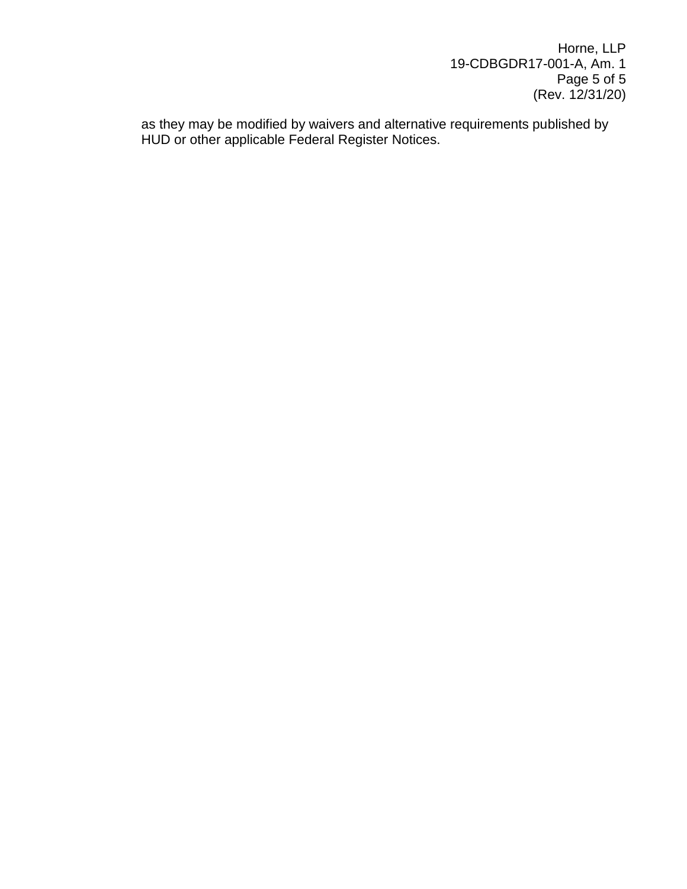as they may be modified by waivers and alternative requirements published by HUD or other applicable Federal Register Notices.